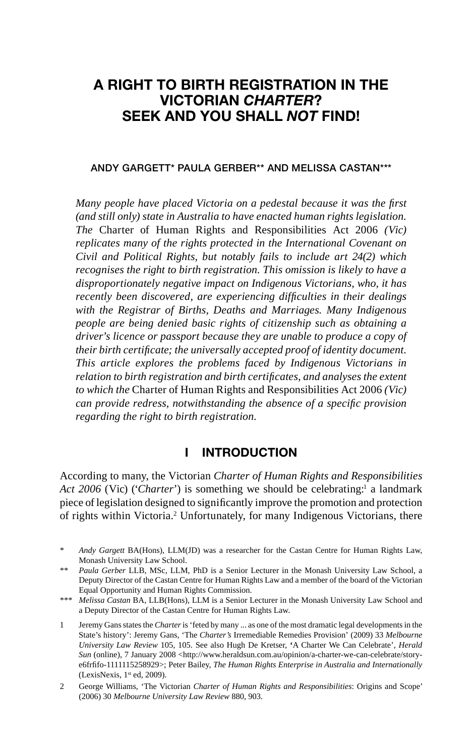# A RIGHT TO BIRTH REGISTRATION IN THE VICTORIAN *CHARTER*? SEEK AND YOU SHALL *NOT* FIND!

ANDY GARGETT* PAULA GERBER** AND MELISSA CASTAN***

*Many people have placed Victoria on a pedestal because it was the first (and still only) state in Australia to have enacted human rights legislation. The* Charter of Human Rights and Responsibilities Act 2006 *(Vic) replicates many of the rights protected in the International Covenant on Civil and Political Rights, but notably fails to include art 24(2) which recognises the right to birth registration. This omission is likely to have a disproportionately negative impact on Indigenous Victorians, who, it has recently been discovered, are experiencing difficulties in their dealings with the Registrar of Births, Deaths and Marriages. Many Indigenous people are being denied basic rights of citizenship such as obtaining a driver's licence or passport because they are unable to produce a copy of their birth certificate; the universally accepted proof of identity document. This article explores the problems faced by Indigenous Victorians in relation to birth registration and birth certificates, and analyses the extent to which the* Charter of Human Rights and Responsibilities Act 2006 *(Vic) can provide redress, notwithstanding the absence of a specific provision regarding the right to birth registration.*

## I INTRODUCTION

According to many, the Victorian *Charter of Human Rights and Responsibilities Act 2006* (Vic) ('*Charter*') is something we should be celebrating:[1] a landmark piece of legislation designed to significantly improve the promotion and protection of rights within Victoria.[2] Unfortunately, for many Indigenous Victorians, there

\* *Andy Gargett* BA(Hons), LLM(JD) was a researcher for the Castan Centre for Human Rights Law, Monash University Law School.

\*\* *Paula Gerber* LLB, MSc, LLM, PhD is a Senior Lecturer in the Monash University Law School, a Deputy Director of the Castan Centre for Human Rights Law and a member of the board of the Victorian Equal Opportunity and Human Rights Commission.

\*\*\* *Melissa Castan* BA, LLB(Hons), LLM is a Senior Lecturer in the Monash University Law School and a Deputy Director of the Castan Centre for Human Rights Law.

1 Jeremy Gans states the *Charter* is 'feted by many ... as one of the most dramatic legal developments in the State's history': Jeremy Gans, 'The *Charter's* Irremediable Remedies Provision' (2009) 33 *Melbourne University Law Review* 105, 105. See also Hugh De Kretser, 'A Charter We Can Celebrate', *Herald Sun* (online), 7 January 2008 <http://www.heraldsun.com.au/opinion/a-charter-we-can-celebrate/story-e6frfifo-1111115258929>; Peter Bailey, *The Human Rights Enterprise in Australia and Internationally* (LexisNexis, 1st ed, 2009).

2 George Williams, 'The Victorian *Charter of Human Rights and Responsibilities*: Origins and Scope' (2006) 30 *Melbourne University Law Review* 880, 903.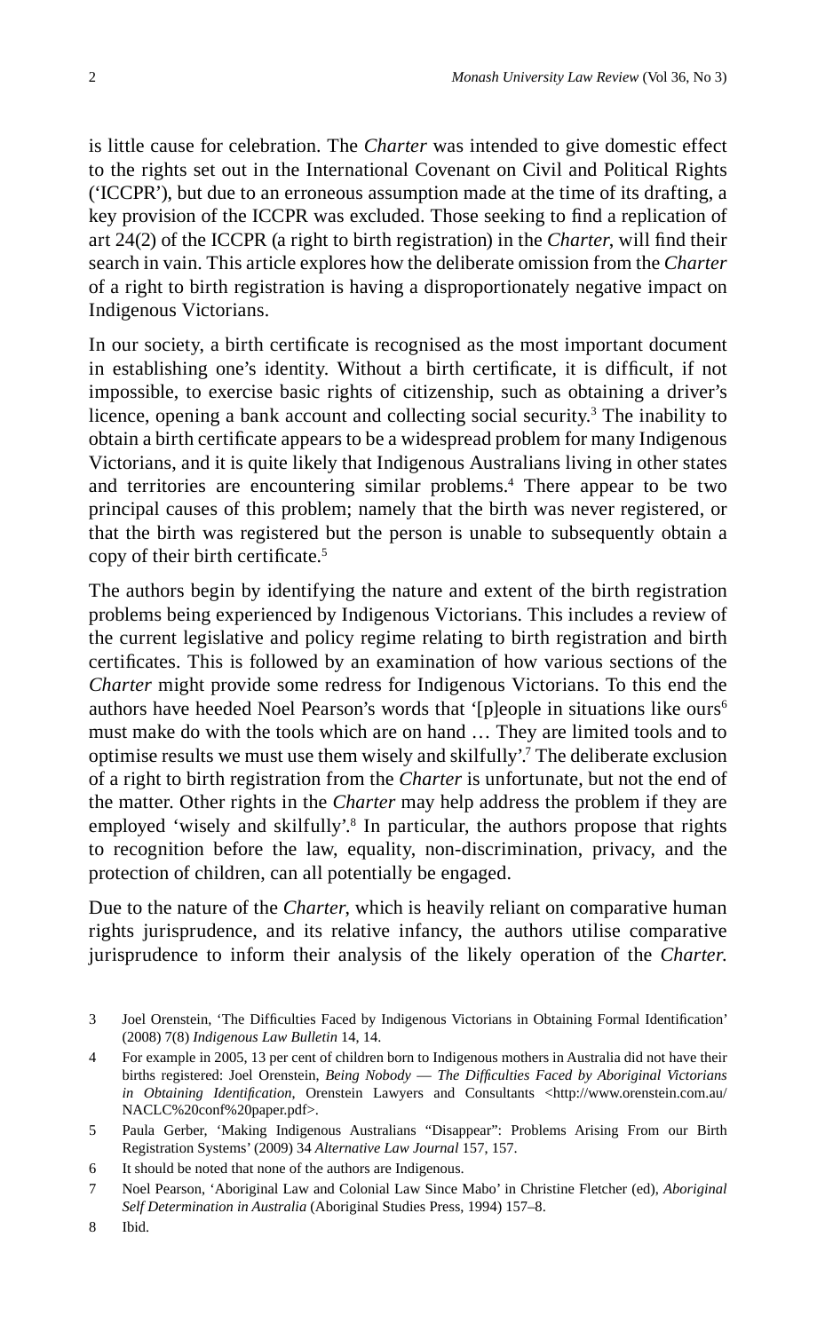is little cause for celebration. The *Charter* was intended to give domestic effect to the rights set out in the International Covenant on Civil and Political Rights ('ICCPR'), but due to an erroneous assumption made at the time of its drafting, a key provision of the ICCPR was excluded. Those seeking to find a replication of art 24(2) of the ICCPR (a right to birth registration) in the *Charter*, will find their search in vain. This article explores how the deliberate omission from the *Charter* of a right to birth registration is having a disproportionately negative impact on Indigenous Victorians.

In our society, a birth certificate is recognised as the most important document in establishing one's identity. Without a birth certificate, it is difficult, if not impossible, to exercise basic rights of citizenship, such as obtaining a driver's licence, opening a bank account and collecting social security.[3] The inability to obtain a birth certificate appears to be a widespread problem for many Indigenous Victorians, and it is quite likely that Indigenous Australians living in other states and territories are encountering similar problems.[4] There appear to be two principal causes of this problem; namely that the birth was never registered, or that the birth was registered but the person is unable to subsequently obtain a copy of their birth certificate.[5]

The authors begin by identifying the nature and extent of the birth registration problems being experienced by Indigenous Victorians. This includes a review of the current legislative and policy regime relating to birth registration and birth certificates. This is followed by an examination of how various sections of the *Charter* might provide some redress for Indigenous Victorians. To this end the authors have heeded Noel Pearson's words that '[p]eople in situations like ours[6] must make do with the tools which are on hand … They are limited tools and to optimise results we must use them wisely and skilfully'.[7] The deliberate exclusion of a right to birth registration from the *Charter* is unfortunate, but not the end of the matter. Other rights in the *Charter* may help address the problem if they are employed 'wisely and skilfully'.[8] In particular, the authors propose that rights to recognition before the law, equality, non-discrimination, privacy, and the protection of children, can all potentially be engaged.

Due to the nature of the *Charter*, which is heavily reliant on comparative human rights jurisprudence, and its relative infancy, the authors utilise comparative jurisprudence to inform their analysis of the likely operation of the *Charter*.

3 Joel Orenstein, 'The Difficulties Faced by Indigenous Victorians in Obtaining Formal Identification' (2008) 7(8) *Indigenous Law Bulletin* 14, 14.

4 For example in 2005, 13 per cent of children born to Indigenous mothers in Australia did not have their births registered: Joel Orenstein, *Being Nobody — The Difficulties Faced by Aboriginal Victorians in Obtaining Identification*, Orenstein Lawyers and Consultants <http://www.orenstein.com.au/NACLC%20conf%20paper.pdf>.

5 Paula Gerber, 'Making Indigenous Australians "Disappear": Problems Arising From our Birth Registration Systems' (2009) 34 *Alternative Law Journal* 157, 157.

6 It should be noted that none of the authors are Indigenous.

7 Noel Pearson, 'Aboriginal Law and Colonial Law Since Mabo' in Christine Fletcher (ed), *Aboriginal Self Determination in Australia* (Aboriginal Studies Press, 1994) 157–8.

8 Ibid.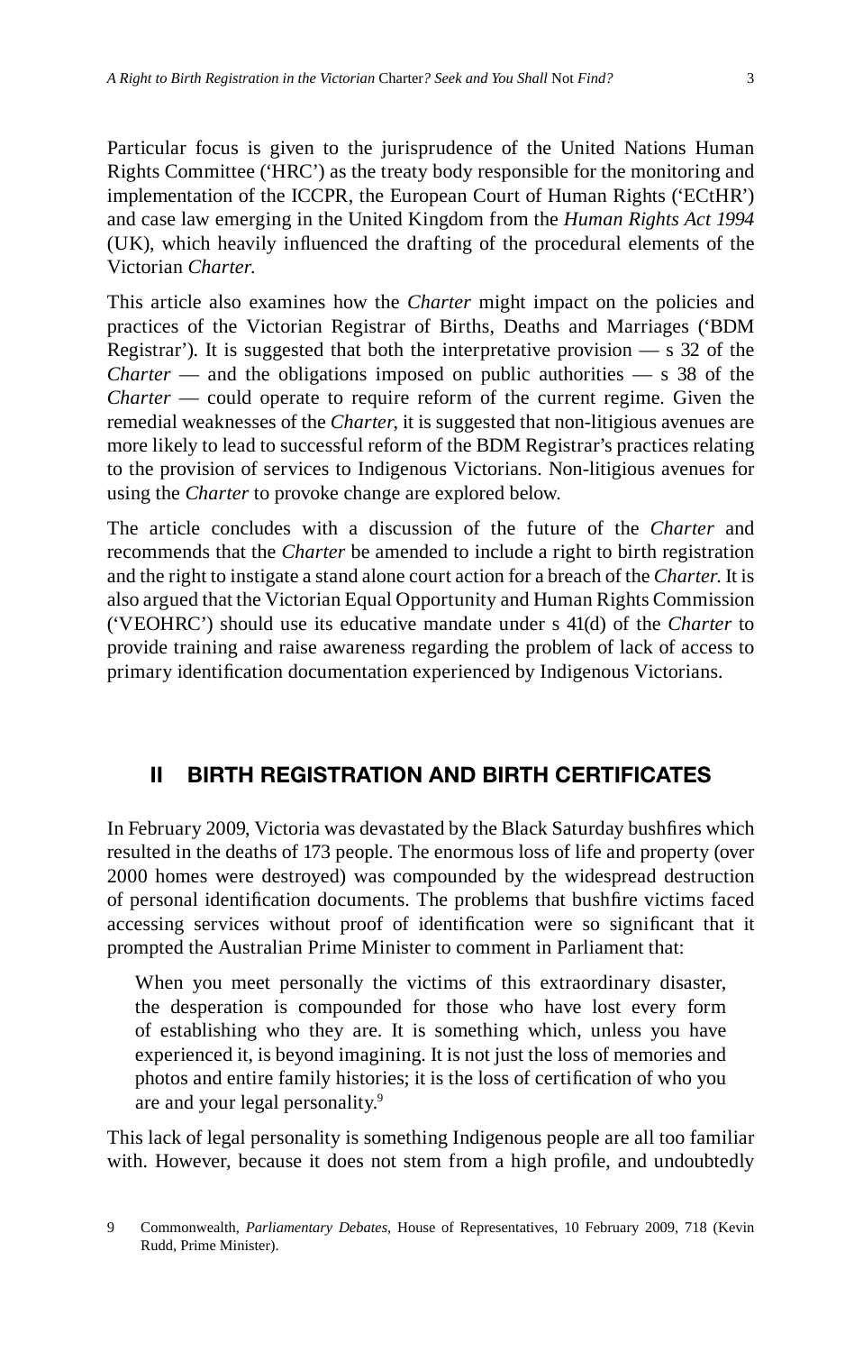Particular focus is given to the jurisprudence of the United Nations Human Rights Committee ('HRC') as the treaty body responsible for the monitoring and implementation of the ICCPR, the European Court of Human Rights ('ECtHR') and case law emerging in the United Kingdom from the *Human Rights Act 1994* (UK), which heavily influenced the drafting of the procedural elements of the Victorian *Charter*.

This article also examines how the *Charter* might impact on the policies and practices of the Victorian Registrar of Births, Deaths and Marriages ('BDM Registrar'). It is suggested that both the interpretative provision — s 32 of the *Charter* — and the obligations imposed on public authorities — s 38 of the *Charter* — could operate to require reform of the current regime. Given the remedial weaknesses of the *Charter*, it is suggested that non-litigious avenues are more likely to lead to successful reform of the BDM Registrar's practices relating to the provision of services to Indigenous Victorians. Non-litigious avenues for using the *Charter* to provoke change are explored below.

The article concludes with a discussion of the future of the *Charter* and recommends that the *Charter* be amended to include a right to birth registration and the right to instigate a stand alone court action for a breach of the *Charter*. It is also argued that the Victorian Equal Opportunity and Human Rights Commission ('VEOHRC') should use its educative mandate under s 41(d) of the *Charter* to provide training and raise awareness regarding the problem of lack of access to primary identification documentation experienced by Indigenous Victorians.

## II BIRTH REGISTRATION AND BIRTH CERTIFICATES

In February 2009, Victoria was devastated by the Black Saturday bushfires which resulted in the deaths of 173 people. The enormous loss of life and property (over 2000 homes were destroyed) was compounded by the widespread destruction of personal identification documents. The problems that bushfire victims faced accessing services without proof of identification were so significant that it prompted the Australian Prime Minister to comment in Parliament that:

> When you meet personally the victims of this extraordinary disaster, the desperation is compounded for those who have lost every form of establishing who they are. It is something which, unless you have experienced it, is beyond imagining. It is not just the loss of memories and photos and entire family histories; it is the loss of certification of who you are and your legal personality.[9]

This lack of legal personality is something Indigenous people are all too familiar with. However, because it does not stem from a high profile, and undoubtedly

[9] Commonwealth, *Parliamentary Debates*, House of Representatives, 10 February 2009, 718 (Kevin Rudd, Prime Minister).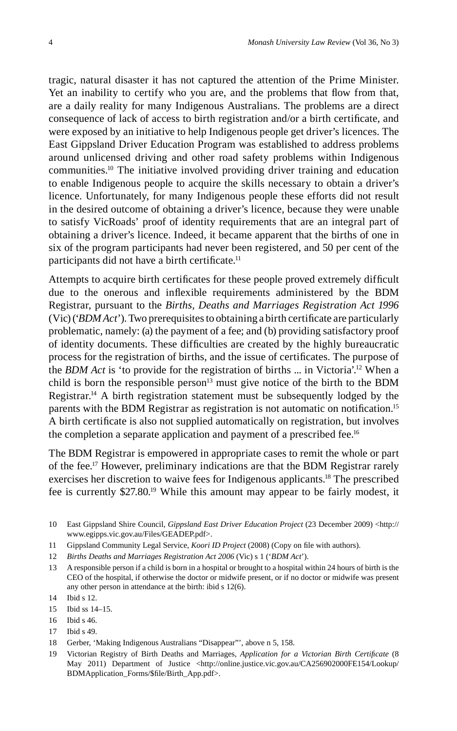tragic, natural disaster it has not captured the attention of the Prime Minister. Yet an inability to certify who you are, and the problems that flow from that, are a daily reality for many Indigenous Australians. The problems are a direct consequence of lack of access to birth registration and/or a birth certificate, and were exposed by an initiative to help Indigenous people get driver's licences. The East Gippsland Driver Education Program was established to address problems around unlicensed driving and other road safety problems within Indigenous communities.[10] The initiative involved providing driver training and education to enable Indigenous people to acquire the skills necessary to obtain a driver's licence. Unfortunately, for many Indigenous people these efforts did not result in the desired outcome of obtaining a driver's licence, because they were unable to satisfy VicRoads' proof of identity requirements that are an integral part of obtaining a driver's licence. Indeed, it became apparent that the births of one in six of the program participants had never been registered, and 50 per cent of the participants did not have a birth certificate.[11]

Attempts to acquire birth certificates for these people proved extremely difficult due to the onerous and inflexible requirements administered by the BDM Registrar, pursuant to the *Births, Deaths and Marriages Registration Act 1996* (Vic) ('*BDM Act*'). Two prerequisites to obtaining a birth certificate are particularly problematic, namely: (a) the payment of a fee; and (b) providing satisfactory proof of identity documents. These difficulties are created by the highly bureaucratic process for the registration of births, and the issue of certificates. The purpose of the *BDM Act* is 'to provide for the registration of births ... in Victoria'.[12] When a child is born the responsible person[13] must give notice of the birth to the BDM Registrar.[14] A birth registration statement must be subsequently lodged by the parents with the BDM Registrar as registration is not automatic on notification.[15] A birth certificate is also not supplied automatically on registration, but involves the completion a separate application and payment of a prescribed fee.[16]

The BDM Registrar is empowered in appropriate cases to remit the whole or part of the fee.[17] However, preliminary indications are that the BDM Registrar rarely exercises her discretion to waive fees for Indigenous applicants.[18] The prescribed fee is currently $27.80.[19] While this amount may appear to be fairly modest, it

---

10 East Gippsland Shire Council, *Gippsland East Driver Education Project* (23 December 2009) <http://www.egipps.vic.gov.au/Files/GEADEP.pdf>.

11 Gippsland Community Legal Service, *Koori ID Project* (2008) (Copy on file with authors).

12 *Births Deaths and Marriages Registration Act 2006* (Vic) s 1 ('*BDM Act*').

13 A responsible person if a child is born in a hospital or brought to a hospital within 24 hours of birth is the CEO of the hospital, if otherwise the doctor or midwife present, or if no doctor or midwife was present any other person in attendance at the birth: ibid s 12(6).

14 Ibid s 12.

15 Ibid ss 14–15.

16 Ibid s 46.

17 Ibid s 49.

18 Gerber, 'Making Indigenous Australians "Disappear"', above n 5, 158.

19 Victorian Registry of Birth Deaths and Marriages, *Application for a Victorian Birth Certificate* (8 May 2011) Department of Justice <http://online.justice.vic.gov.au/CA256902000FE154/Lookup/BDMApplication_Forms/$file/Birth_App.pdf>.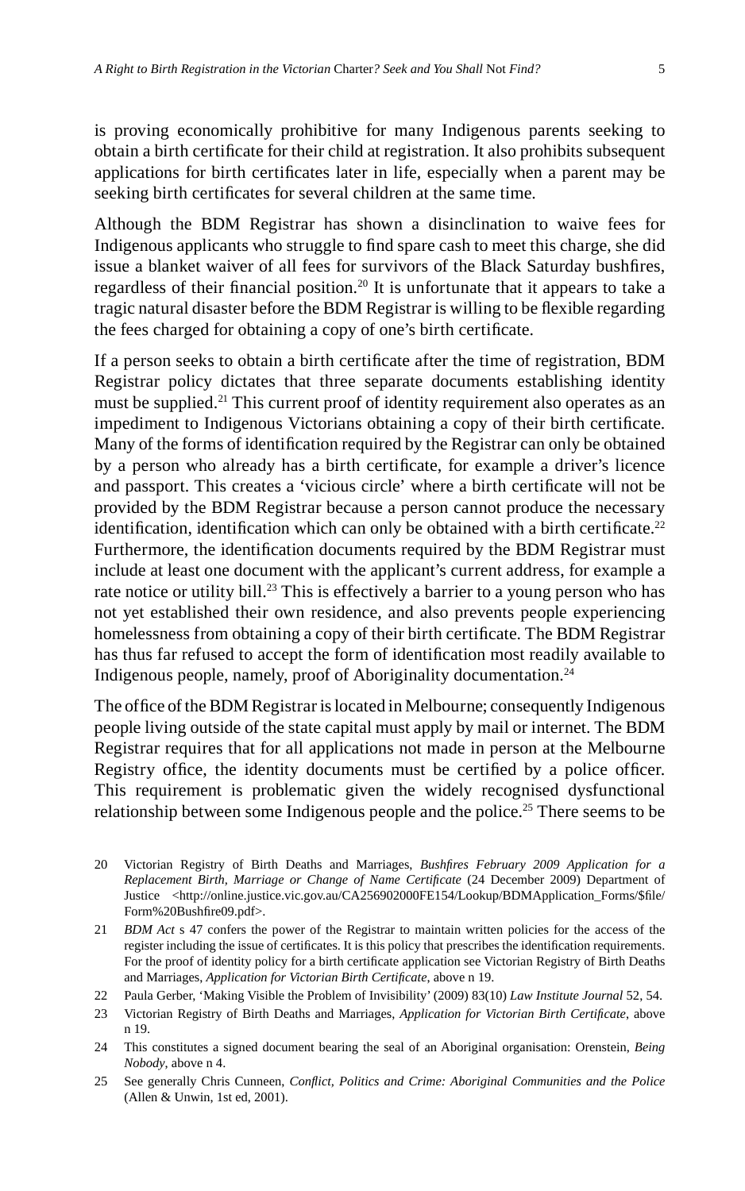is proving economically prohibitive for many Indigenous parents seeking to obtain a birth certificate for their child at registration. It also prohibits subsequent applications for birth certificates later in life, especially when a parent may be seeking birth certificates for several children at the same time.

Although the BDM Registrar has shown a disinclination to waive fees for Indigenous applicants who struggle to find spare cash to meet this charge, she did issue a blanket waiver of all fees for survivors of the Black Saturday bushfires, regardless of their financial position.[20] It is unfortunate that it appears to take a tragic natural disaster before the BDM Registrar is willing to be flexible regarding the fees charged for obtaining a copy of one's birth certificate.

If a person seeks to obtain a birth certificate after the time of registration, BDM Registrar policy dictates that three separate documents establishing identity must be supplied.[21] This current proof of identity requirement also operates as an impediment to Indigenous Victorians obtaining a copy of their birth certificate. Many of the forms of identification required by the Registrar can only be obtained by a person who already has a birth certificate, for example a driver's licence and passport. This creates a 'vicious circle' where a birth certificate will not be provided by the BDM Registrar because a person cannot produce the necessary identification, identification which can only be obtained with a birth certificate.[22] Furthermore, the identification documents required by the BDM Registrar must include at least one document with the applicant's current address, for example a rate notice or utility bill.[23] This is effectively a barrier to a young person who has not yet established their own residence, and also prevents people experiencing homelessness from obtaining a copy of their birth certificate. The BDM Registrar has thus far refused to accept the form of identification most readily available to Indigenous people, namely, proof of Aboriginality documentation.[24]

The office of the BDM Registrar is located in Melbourne; consequently Indigenous people living outside of the state capital must apply by mail or internet. The BDM Registrar requires that for all applications not made in person at the Melbourne Registry office, the identity documents must be certified by a police officer. This requirement is problematic given the widely recognised dysfunctional relationship between some Indigenous people and the police.[25] There seems to be

---

20 Victorian Registry of Birth Deaths and Marriages, *Bushfires February 2009 Application for a Replacement Birth, Marriage or Change of Name Certificate* (24 December 2009) Department of Justice <http://online.justice.vic.gov.au/CA256902000FE154/Lookup/BDMApplication_Forms/$file/Form%20Bushfire09.pdf>.

21 *BDM Act* s 47 confers the power of the Registrar to maintain written policies for the access of the register including the issue of certificates. It is this policy that prescribes the identification requirements. For the proof of identity policy for a birth certificate application see Victorian Registry of Birth Deaths and Marriages, *Application for Victorian Birth Certificate*, above n 19.

22 Paula Gerber, 'Making Visible the Problem of Invisibility' (2009) 83(10) *Law Institute Journal* 52, 54.

23 Victorian Registry of Birth Deaths and Marriages, *Application for Victorian Birth Certificate*, above n 19.

24 This constitutes a signed document bearing the seal of an Aboriginal organisation: Orenstein, *Being Nobody*, above n 4.

25 See generally Chris Cunneen, *Conflict, Politics and Crime: Aboriginal Communities and the Police* (Allen & Unwin, 1st ed, 2001).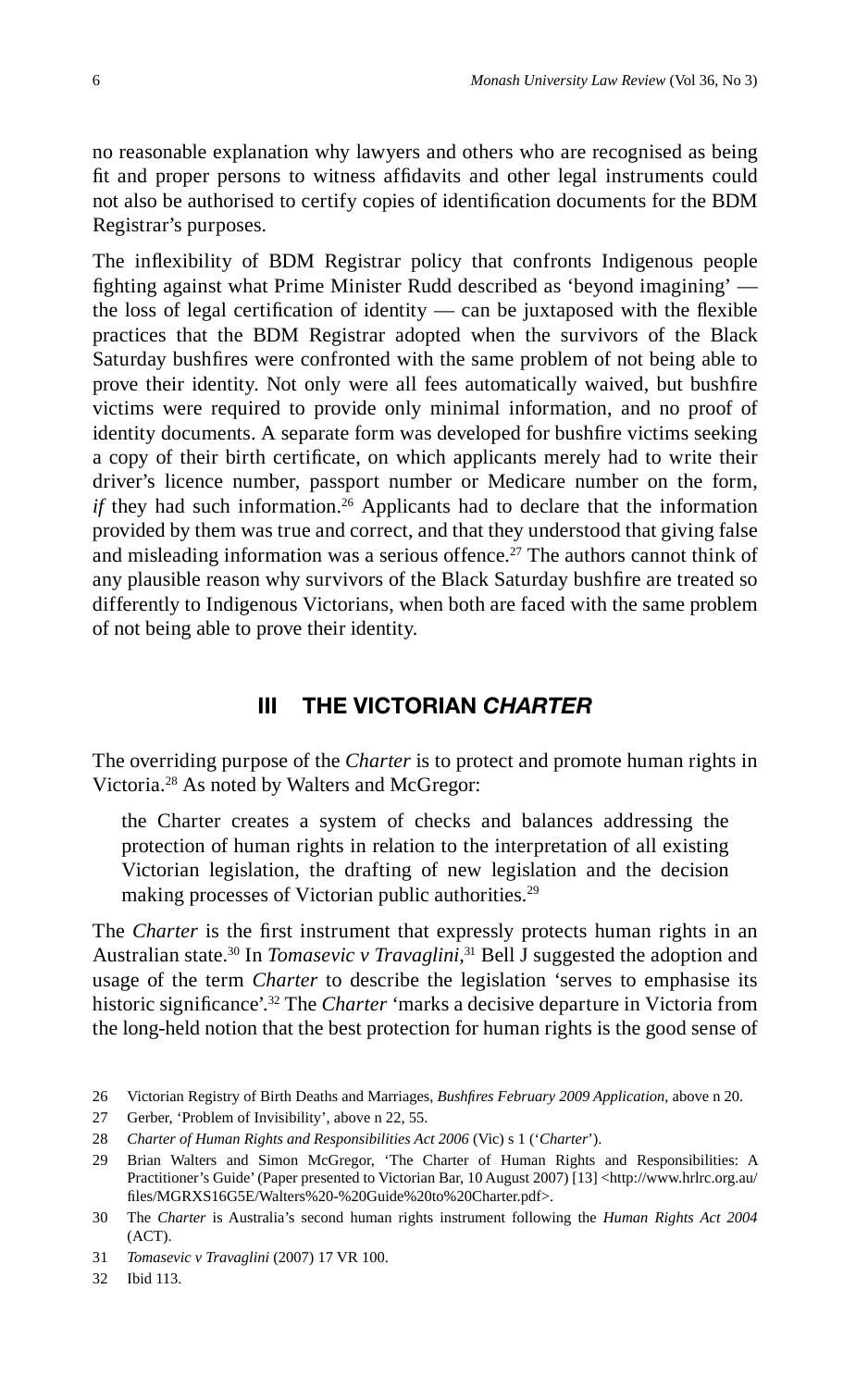no reasonable explanation why lawyers and others who are recognised as being fit and proper persons to witness affidavits and other legal instruments could not also be authorised to certify copies of identification documents for the BDM Registrar's purposes.

The inflexibility of BDM Registrar policy that confronts Indigenous people fighting against what Prime Minister Rudd described as 'beyond imagining' — the loss of legal certification of identity — can be juxtaposed with the flexible practices that the BDM Registrar adopted when the survivors of the Black Saturday bushfires were confronted with the same problem of not being able to prove their identity. Not only were all fees automatically waived, but bushfire victims were required to provide only minimal information, and no proof of identity documents. A separate form was developed for bushfire victims seeking a copy of their birth certificate, on which applicants merely had to write their driver's licence number, passport number or Medicare number on the form, *if* they had such information.[26] Applicants had to declare that the information provided by them was true and correct, and that they understood that giving false and misleading information was a serious offence.[27] The authors cannot think of any plausible reason why survivors of the Black Saturday bushfire are treated so differently to Indigenous Victorians, when both are faced with the same problem of not being able to prove their identity.

## III THE VICTORIAN *CHARTER*

The overriding purpose of the *Charter* is to protect and promote human rights in Victoria.[28] As noted by Walters and McGregor:

> the Charter creates a system of checks and balances addressing the protection of human rights in relation to the interpretation of all existing Victorian legislation, the drafting of new legislation and the decision making processes of Victorian public authorities.[29]

The *Charter* is the first instrument that expressly protects human rights in an Australian state.[30] In *Tomasevic v Travaglini*,[31] Bell J suggested the adoption and usage of the term *Charter* to describe the legislation 'serves to emphasise its historic significance'.[32] The *Charter* 'marks a decisive departure in Victoria from the long-held notion that the best protection for human rights is the good sense of

26 Victorian Registry of Birth Deaths and Marriages, *Bushfires February 2009 Application*, above n 20.

27 Gerber, 'Problem of Invisibility', above n 22, 55.

28 *Charter of Human Rights and Responsibilities Act 2006* (Vic) s 1 ('*Charter*').

29 Brian Walters and Simon McGregor, 'The Charter of Human Rights and Responsibilities: A Practitioner's Guide' (Paper presented to Victorian Bar, 10 August 2007) [13] <http://www.hrlrc.org.au/files/MGRXS16G5E/Walters%20-%20Guide%20to%20Charter.pdf>.

30 The *Charter* is Australia's second human rights instrument following the *Human Rights Act 2004* (ACT).

31 *Tomasevic v Travaglini* (2007) 17 VR 100.

32 Ibid 113.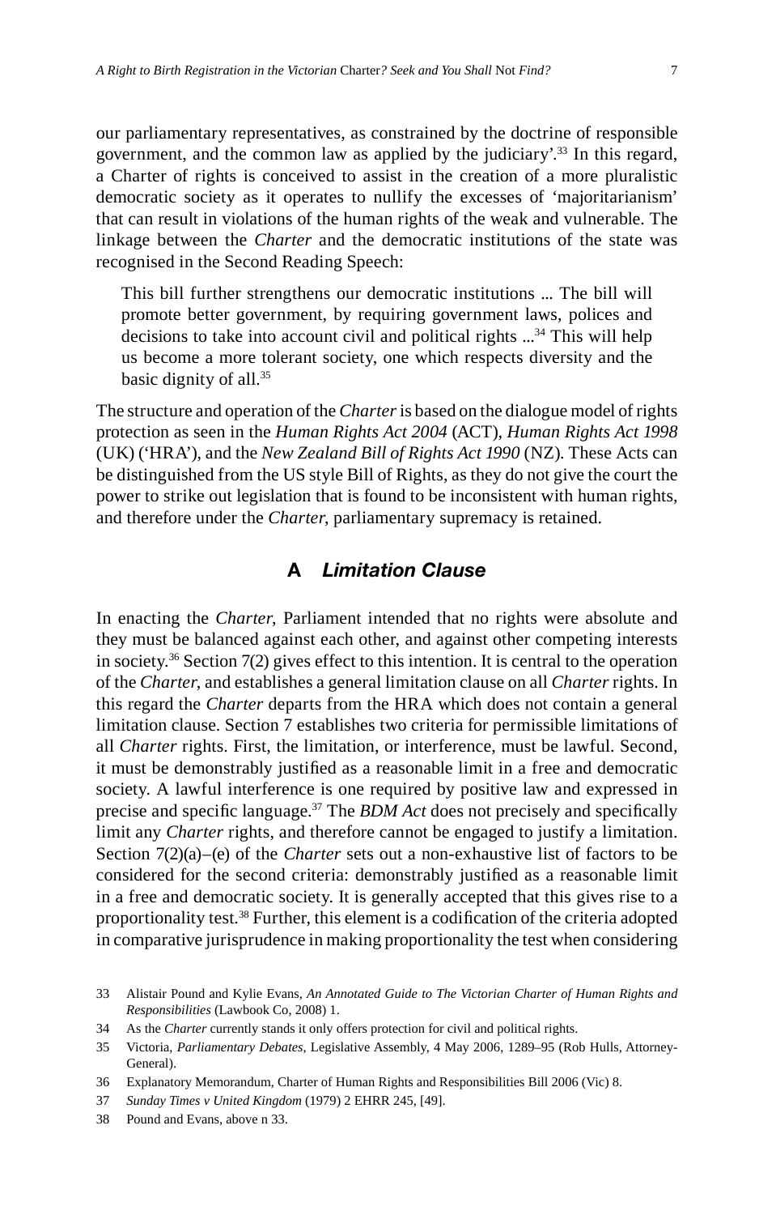our parliamentary representatives, as constrained by the doctrine of responsible government, and the common law as applied by the judiciary'.[33] In this regard, a Charter of rights is conceived to assist in the creation of a more pluralistic democratic society as it operates to nullify the excesses of 'majoritarianism' that can result in violations of the human rights of the weak and vulnerable. The linkage between the *Charter* and the democratic institutions of the state was recognised in the Second Reading Speech:

> This bill further strengthens our democratic institutions ... The bill will promote better government, by requiring government laws, polices and decisions to take into account civil and political rights ...[34] This will help us become a more tolerant society, one which respects diversity and the basic dignity of all.[35]

The structure and operation of the *Charter* is based on the dialogue model of rights protection as seen in the *Human Rights Act 2004* (ACT), *Human Rights Act 1998* (UK) ('HRA'), and the *New Zealand Bill of Rights Act 1990* (NZ). These Acts can be distinguished from the US style Bill of Rights, as they do not give the court the power to strike out legislation that is found to be inconsistent with human rights, and therefore under the *Charter*, parliamentary supremacy is retained.

## A *Limitation Clause*

In enacting the *Charter*, Parliament intended that no rights were absolute and they must be balanced against each other, and against other competing interests in society.[36] Section 7(2) gives effect to this intention. It is central to the operation of the *Charter*, and establishes a general limitation clause on all *Charter* rights. In this regard the *Charter* departs from the HRA which does not contain a general limitation clause. Section 7 establishes two criteria for permissible limitations of all *Charter* rights. First, the limitation, or interference, must be lawful. Second, it must be demonstrably justified as a reasonable limit in a free and democratic society. A lawful interference is one required by positive law and expressed in precise and specific language.[37] The *BDM Act* does not precisely and specifically limit any *Charter* rights, and therefore cannot be engaged to justify a limitation. Section 7(2)(a)–(e) of the *Charter* sets out a non-exhaustive list of factors to be considered for the second criteria: demonstrably justified as a reasonable limit in a free and democratic society. It is generally accepted that this gives rise to a proportionality test.[38] Further, this element is a codification of the criteria adopted in comparative jurisprudence in making proportionality the test when considering

33 Alistair Pound and Kylie Evans, *An Annotated Guide to The Victorian Charter of Human Rights and Responsibilities* (Lawbook Co, 2008) 1.

34 As the *Charter* currently stands it only offers protection for civil and political rights.

35 Victoria, *Parliamentary Debates*, Legislative Assembly, 4 May 2006, 1289–95 (Rob Hulls, Attorney-General).

36 Explanatory Memorandum, Charter of Human Rights and Responsibilities Bill 2006 (Vic) 8.

37 *Sunday Times v United Kingdom* (1979) 2 EHRR 245, [49].

38 Pound and Evans, above n 33.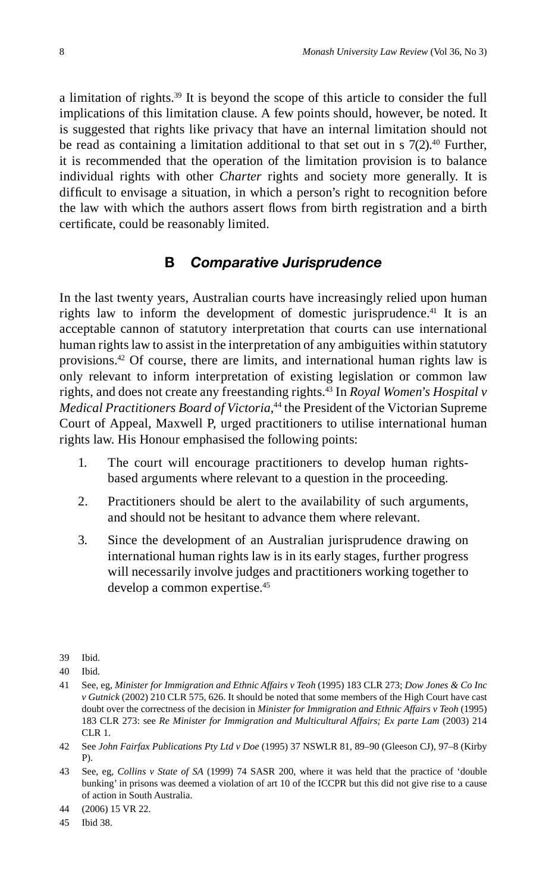a limitation of rights.[39] It is beyond the scope of this article to consider the full implications of this limitation clause. A few points should, however, be noted. It is suggested that rights like privacy that have an internal limitation should not be read as containing a limitation additional to that set out in s 7(2).[40] Further, it is recommended that the operation of the limitation provision is to balance individual rights with other *Charter* rights and society more generally. It is difficult to envisage a situation, in which a person's right to recognition before the law with which the authors assert flows from birth registration and a birth certificate, could be reasonably limited.

### B *Comparative Jurisprudence*

In the last twenty years, Australian courts have increasingly relied upon human rights law to inform the development of domestic jurisprudence.[41] It is an acceptable cannon of statutory interpretation that courts can use international human rights law to assist in the interpretation of any ambiguities within statutory provisions.[42] Of course, there are limits, and international human rights law is only relevant to inform interpretation of existing legislation or common law rights, and does not create any freestanding rights.[43] In *Royal Women's Hospital v Medical Practitioners Board of Victoria*,[44] the President of the Victorian Supreme Court of Appeal, Maxwell P, urged practitioners to utilise international human rights law. His Honour emphasised the following points:

1. The court will encourage practitioners to develop human rights-based arguments where relevant to a question in the proceeding.
2. Practitioners should be alert to the availability of such arguments, and should not be hesitant to advance them where relevant.
3. Since the development of an Australian jurisprudence drawing on international human rights law is in its early stages, further progress will necessarily involve judges and practitioners working together to develop a common expertise.[45]

---

39 Ibid.

40 Ibid.

41 See, eg, *Minister for Immigration and Ethnic Affairs v Teoh* (1995) 183 CLR 273; *Dow Jones & Co Inc v Gutnick* (2002) 210 CLR 575, 626. It should be noted that some members of the High Court have cast doubt over the correctness of the decision in *Minister for Immigration and Ethnic Affairs v Teoh* (1995) 183 CLR 273: see *Re Minister for Immigration and Multicultural Affairs; Ex parte Lam* (2003) 214 CLR 1.

42 See *John Fairfax Publications Pty Ltd v Doe* (1995) 37 NSWLR 81, 89–90 (Gleeson CJ), 97–8 (Kirby P).

43 See, eg, *Collins v State of SA* (1999) 74 SASR 200, where it was held that the practice of 'double bunking' in prisons was deemed a violation of art 10 of the ICCPR but this did not give rise to a cause of action in South Australia.

44 (2006) 15 VR 22.

45 Ibid 38.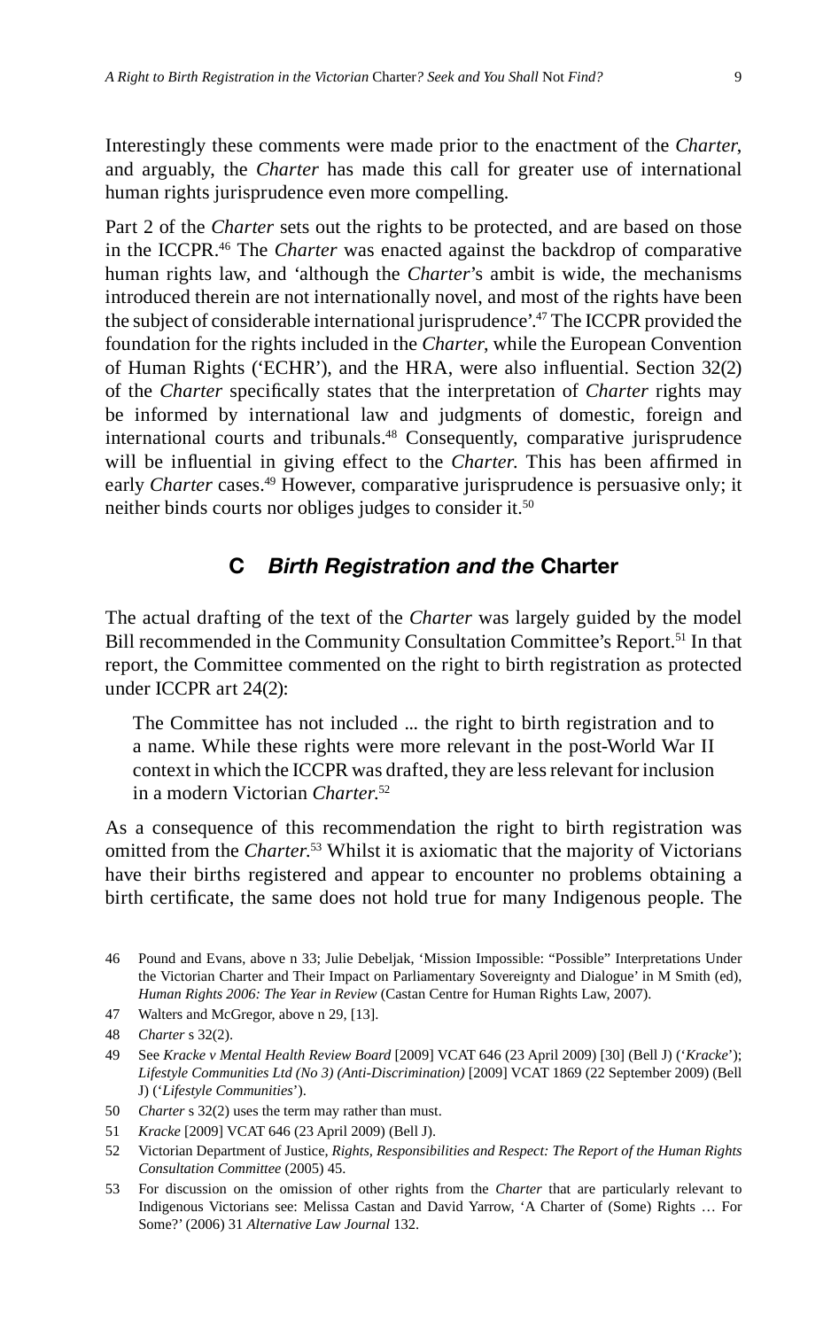Interestingly these comments were made prior to the enactment of the *Charter*, and arguably, the *Charter* has made this call for greater use of international human rights jurisprudence even more compelling.

Part 2 of the *Charter* sets out the rights to be protected, and are based on those in the ICCPR.[46] The *Charter* was enacted against the backdrop of comparative human rights law, and 'although the *Charter*'s ambit is wide, the mechanisms introduced therein are not internationally novel, and most of the rights have been the subject of considerable international jurisprudence'.[47] The ICCPR provided the foundation for the rights included in the *Charter*, while the European Convention of Human Rights ('ECHR'), and the HRA, were also influential. Section 32(2) of the *Charter* specifically states that the interpretation of *Charter* rights may be informed by international law and judgments of domestic, foreign and international courts and tribunals.[48] Consequently, comparative jurisprudence will be influential in giving effect to the *Charter*. This has been affirmed in early *Charter* cases.[49] However, comparative jurisprudence is persuasive only; it neither binds courts nor obliges judges to consider it.[50]

## C *Birth Registration and the* Charter

The actual drafting of the text of the *Charter* was largely guided by the model Bill recommended in the Community Consultation Committee's Report.[51] In that report, the Committee commented on the right to birth registration as protected under ICCPR art 24(2):

> The Committee has not included ... the right to birth registration and to a name. While these rights were more relevant in the post-World War II context in which the ICCPR was drafted, they are less relevant for inclusion in a modern Victorian *Charter*.[52]

As a consequence of this recommendation the right to birth registration was omitted from the *Charter*.[53] Whilst it is axiomatic that the majority of Victorians have their births registered and appear to encounter no problems obtaining a birth certificate, the same does not hold true for many Indigenous people. The

---

46 Pound and Evans, above n 33; Julie Debeljak, 'Mission Impossible: "Possible" Interpretations Under the Victorian Charter and Their Impact on Parliamentary Sovereignty and Dialogue' in M Smith (ed), *Human Rights 2006: The Year in Review* (Castan Centre for Human Rights Law, 2007).

47 Walters and McGregor, above n 29, [13].

48 *Charter* s 32(2).

49 See *Kracke v Mental Health Review Board* [2009] VCAT 646 (23 April 2009) [30] (Bell J) ('*Kracke*'); *Lifestyle Communities Ltd (No 3) (Anti-Discrimination)* [2009] VCAT 1869 (22 September 2009) (Bell J) ('*Lifestyle Communities*').

50 *Charter* s 32(2) uses the term may rather than must.

51 *Kracke* [2009] VCAT 646 (23 April 2009) (Bell J).

52 Victorian Department of Justice, *Rights, Responsibilities and Respect: The Report of the Human Rights Consultation Committee* (2005) 45.

53 For discussion on the omission of other rights from the *Charter* that are particularly relevant to Indigenous Victorians see: Melissa Castan and David Yarrow, 'A Charter of (Some) Rights … For Some?' (2006) 31 *Alternative Law Journal* 132.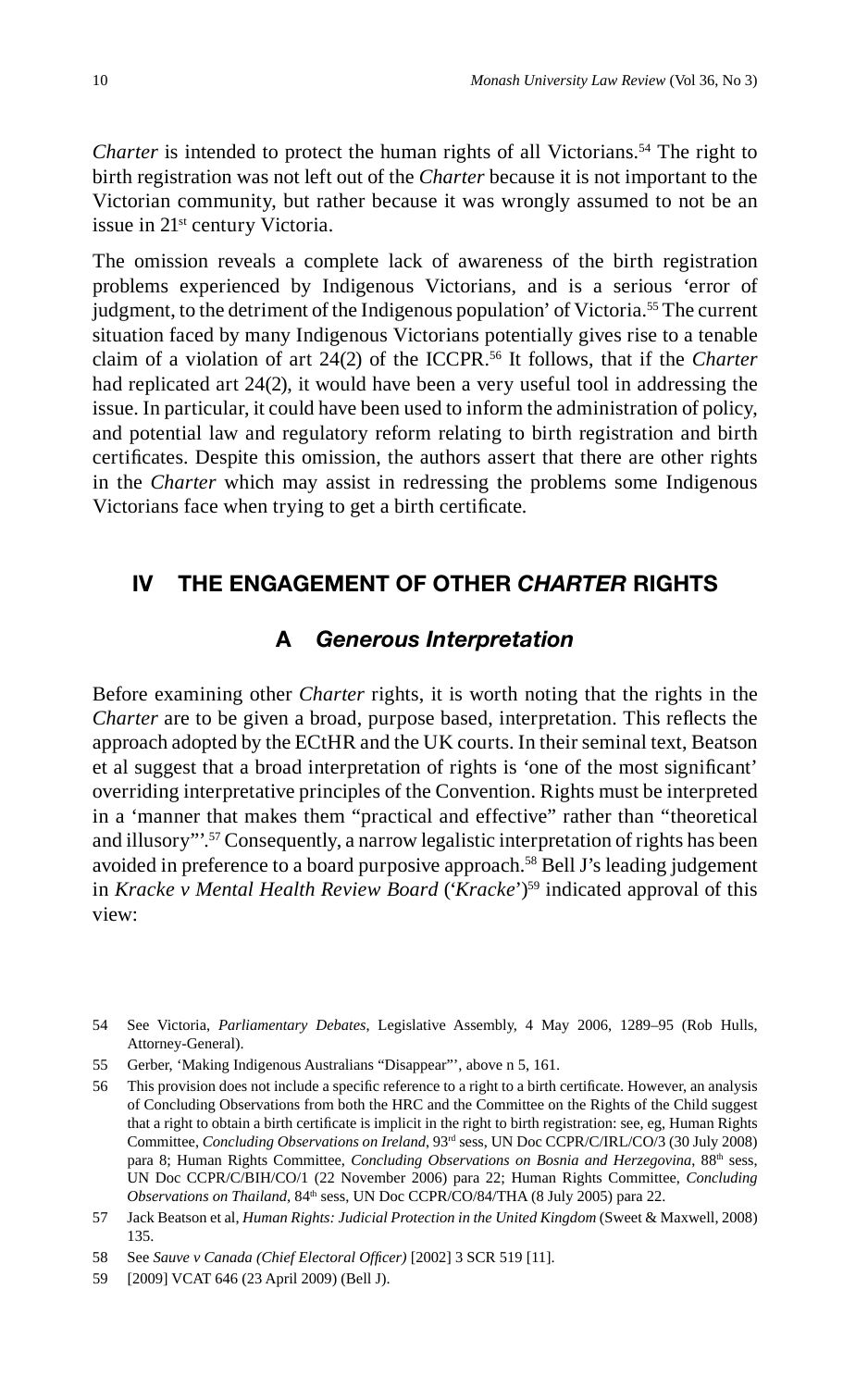*Charter* is intended to protect the human rights of all Victorians.[54] The right to birth registration was not left out of the *Charter* because it is not important to the Victorian community, but rather because it was wrongly assumed to not be an issue in 21st century Victoria.

The omission reveals a complete lack of awareness of the birth registration problems experienced by Indigenous Victorians, and is a serious 'error of judgment, to the detriment of the Indigenous population' of Victoria.[55] The current situation faced by many Indigenous Victorians potentially gives rise to a tenable claim of a violation of art 24(2) of the ICCPR.[56] It follows, that if the *Charter* had replicated art 24(2), it would have been a very useful tool in addressing the issue. In particular, it could have been used to inform the administration of policy, and potential law and regulatory reform relating to birth registration and birth certificates. Despite this omission, the authors assert that there are other rights in the *Charter* which may assist in redressing the problems some Indigenous Victorians face when trying to get a birth certificate.

## IV THE ENGAGEMENT OF OTHER *CHARTER* RIGHTS

### A *Generous Interpretation*

Before examining other *Charter* rights, it is worth noting that the rights in the *Charter* are to be given a broad, purpose based, interpretation. This reflects the approach adopted by the ECtHR and the UK courts. In their seminal text, Beatson et al suggest that a broad interpretation of rights is 'one of the most significant' overriding interpretative principles of the Convention. Rights must be interpreted in a 'manner that makes them "practical and effective" rather than "theoretical and illusory"'.[57] Consequently, a narrow legalistic interpretation of rights has been avoided in preference to a board purposive approach.[58] Bell J's leading judgement in *Kracke v Mental Health Review Board* ('*Kracke*')[59] indicated approval of this view:

54 See Victoria, *Parliamentary Debates*, Legislative Assembly, 4 May 2006, 1289–95 (Rob Hulls, Attorney-General).

55 Gerber, 'Making Indigenous Australians "Disappear"', above n 5, 161.

56 This provision does not include a specific reference to a right to a birth certificate. However, an analysis of Concluding Observations from both the HRC and the Committee on the Rights of the Child suggest that a right to obtain a birth certificate is implicit in the right to birth registration: see, eg, Human Rights Committee, *Concluding Observations on Ireland*, 93rd sess, UN Doc CCPR/C/IRL/CO/3 (30 July 2008) para 8; Human Rights Committee, *Concluding Observations on Bosnia and Herzegovina*, 88th sess, UN Doc CCPR/C/BIH/CO/1 (22 November 2006) para 22; Human Rights Committee, *Concluding Observations on Thailand*, 84th sess, UN Doc CCPR/CO/84/THA (8 July 2005) para 22.

57 Jack Beatson et al, *Human Rights: Judicial Protection in the United Kingdom* (Sweet & Maxwell, 2008) 135.

58 See *Sauve v Canada (Chief Electoral Officer)* [2002] 3 SCR 519 [11].

59 [2009] VCAT 646 (23 April 2009) (Bell J).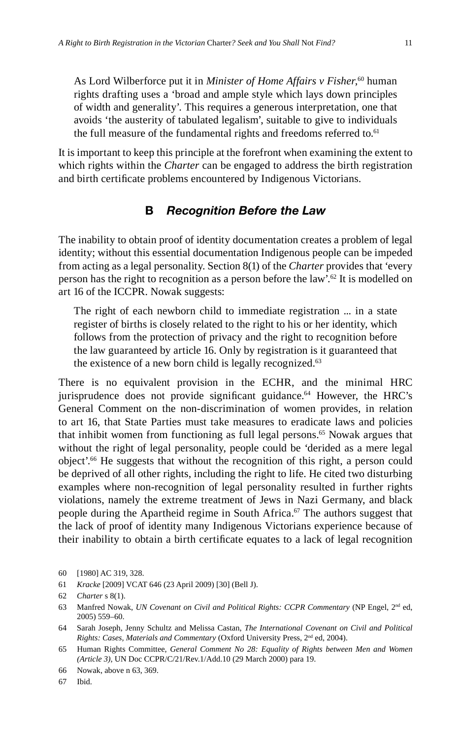> As Lord Wilberforce put it in *Minister of Home Affairs v Fisher*,[60] human rights drafting uses a 'broad and ample style which lays down principles of width and generality'. This requires a generous interpretation, one that avoids 'the austerity of tabulated legalism', suitable to give to individuals the full measure of the fundamental rights and freedoms referred to.[61]

It is important to keep this principle at the forefront when examining the extent to which rights within the *Charter* can be engaged to address the birth registration and birth certificate problems encountered by Indigenous Victorians.

### B *Recognition Before the Law*

The inability to obtain proof of identity documentation creates a problem of legal identity; without this essential documentation Indigenous people can be impeded from acting as a legal personality. Section 8(1) of the *Charter* provides that 'every person has the right to recognition as a person before the law'.[62] It is modelled on art 16 of the ICCPR. Nowak suggests:

> The right of each newborn child to immediate registration ... in a state register of births is closely related to the right to his or her identity, which follows from the protection of privacy and the right to recognition before the law guaranteed by article 16. Only by registration is it guaranteed that the existence of a new born child is legally recognized.[63]

There is no equivalent provision in the ECHR, and the minimal HRC jurisprudence does not provide significant guidance.[64] However, the HRC's General Comment on the non-discrimination of women provides, in relation to art 16, that State Parties must take measures to eradicate laws and policies that inhibit women from functioning as full legal persons.[65] Nowak argues that without the right of legal personality, people could be 'derided as a mere legal object'.[66] He suggests that without the recognition of this right, a person could be deprived of all other rights, including the right to life. He cited two disturbing examples where non-recognition of legal personality resulted in further rights violations, namely the extreme treatment of Jews in Nazi Germany, and black people during the Apartheid regime in South Africa.[67] The authors suggest that the lack of proof of identity many Indigenous Victorians experience because of their inability to obtain a birth certificate equates to a lack of legal recognition

---

60 [1980] AC 319, 328.

61 *Kracke* [2009] VCAT 646 (23 April 2009) [30] (Bell J).

62 *Charter* s 8(1).

63 Manfred Nowak, *UN Covenant on Civil and Political Rights: CCPR Commentary* (NP Engel, 2nd ed, 2005) 559–60.

64 Sarah Joseph, Jenny Schultz and Melissa Castan, *The International Covenant on Civil and Political Rights: Cases, Materials and Commentary* (Oxford University Press, 2nd ed, 2004).

65 Human Rights Committee, *General Comment No 28: Equality of Rights between Men and Women (Article 3)*, UN Doc CCPR/C/21/Rev.1/Add.10 (29 March 2000) para 19.

66 Nowak, above n 63, 369.

67 Ibid.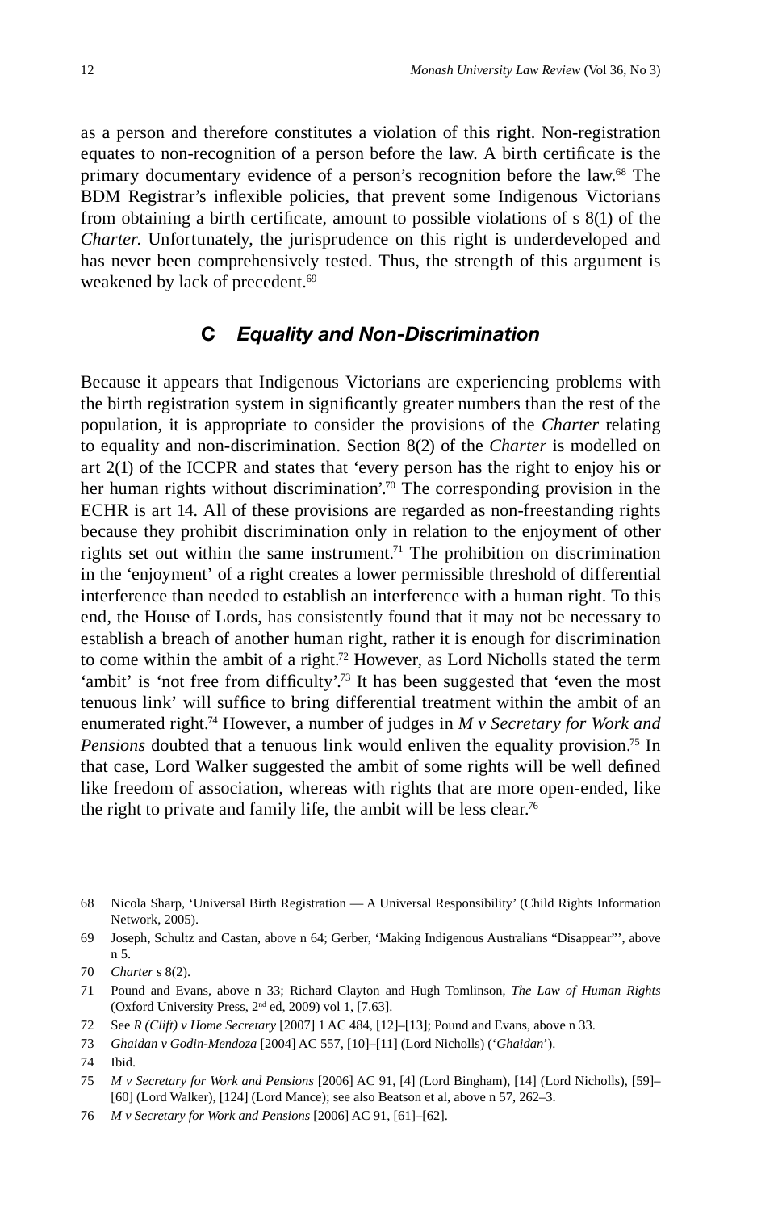as a person and therefore constitutes a violation of this right. Non-registration equates to non-recognition of a person before the law. A birth certificate is the primary documentary evidence of a person's recognition before the law.[68] The BDM Registrar's inflexible policies, that prevent some Indigenous Victorians from obtaining a birth certificate, amount to possible violations of s 8(1) of the *Charter*. Unfortunately, the jurisprudence on this right is underdeveloped and has never been comprehensively tested. Thus, the strength of this argument is weakened by lack of precedent.[69]

### C *Equality and Non-Discrimination*

Because it appears that Indigenous Victorians are experiencing problems with the birth registration system in significantly greater numbers than the rest of the population, it is appropriate to consider the provisions of the *Charter* relating to equality and non-discrimination. Section 8(2) of the *Charter* is modelled on art 2(1) of the ICCPR and states that 'every person has the right to enjoy his or her human rights without discrimination'.[70] The corresponding provision in the ECHR is art 14. All of these provisions are regarded as non-freestanding rights because they prohibit discrimination only in relation to the enjoyment of other rights set out within the same instrument.[71] The prohibition on discrimination in the 'enjoyment' of a right creates a lower permissible threshold of differential interference than needed to establish an interference with a human right. To this end, the House of Lords, has consistently found that it may not be necessary to establish a breach of another human right, rather it is enough for discrimination to come within the ambit of a right.[72] However, as Lord Nicholls stated the term 'ambit' is 'not free from difficulty'.[73] It has been suggested that 'even the most tenuous link' will suffice to bring differential treatment within the ambit of an enumerated right.[74] However, a number of judges in *M v Secretary for Work and Pensions* doubted that a tenuous link would enliven the equality provision.[75] In that case, Lord Walker suggested the ambit of some rights will be well defined like freedom of association, whereas with rights that are more open-ended, like the right to private and family life, the ambit will be less clear.[76]

---

68 Nicola Sharp, 'Universal Birth Registration — A Universal Responsibility' (Child Rights Information Network, 2005).

69 Joseph, Schultz and Castan, above n 64; Gerber, 'Making Indigenous Australians "Disappear"', above n 5.

70 *Charter* s 8(2).

71 Pound and Evans, above n 33; Richard Clayton and Hugh Tomlinson, *The Law of Human Rights* (Oxford University Press, 2nd ed, 2009) vol 1, [7.63].

72 See *R (Clift) v Home Secretary* [2007] 1 AC 484, [12]–[13]; Pound and Evans, above n 33.

73 *Ghaidan v Godin-Mendoza* [2004] AC 557, [10]–[11] (Lord Nicholls) ('*Ghaidan*').

74 Ibid.

75 *M v Secretary for Work and Pensions* [2006] AC 91, [4] (Lord Bingham), [14] (Lord Nicholls), [59]–[60] (Lord Walker), [124] (Lord Mance); see also Beatson et al, above n 57, 262–3.

76 *M v Secretary for Work and Pensions* [2006] AC 91, [61]–[62].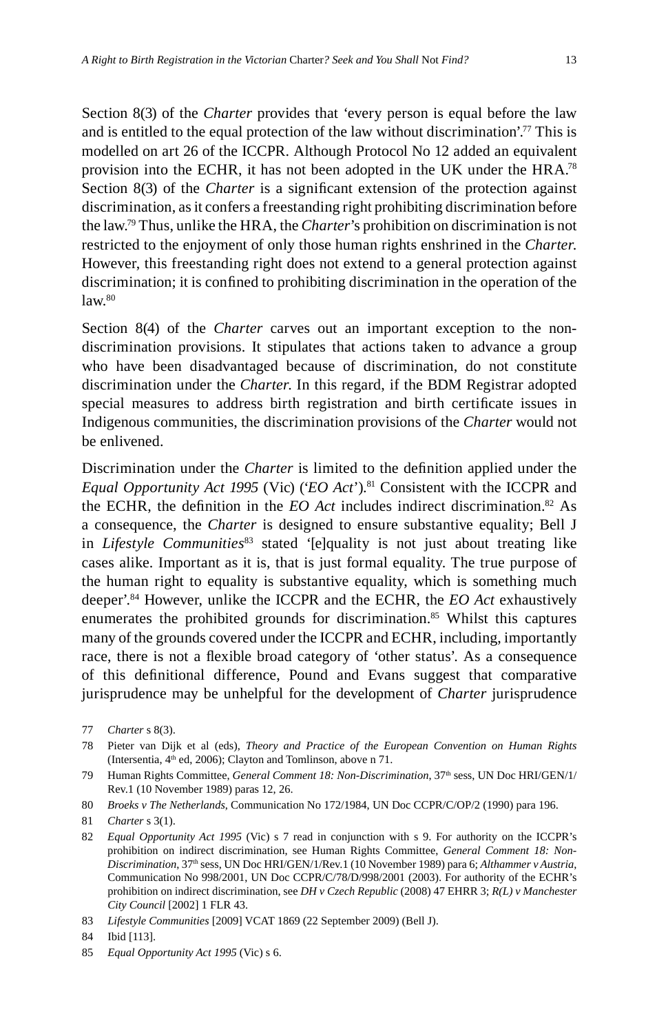Section 8(3) of the *Charter* provides that 'every person is equal before the law and is entitled to the equal protection of the law without discrimination'.[77] This is modelled on art 26 of the ICCPR. Although Protocol No 12 added an equivalent provision into the ECHR, it has not been adopted in the UK under the HRA.[78] Section 8(3) of the *Charter* is a significant extension of the protection against discrimination, as it confers a freestanding right prohibiting discrimination before the law.[79] Thus, unlike the HRA, the *Charter*'s prohibition on discrimination is not restricted to the enjoyment of only those human rights enshrined in the *Charter.* However, this freestanding right does not extend to a general protection against discrimination; it is confined to prohibiting discrimination in the operation of the law.[80]

Section 8(4) of the *Charter* carves out an important exception to the non-discrimination provisions. It stipulates that actions taken to advance a group who have been disadvantaged because of discrimination, do not constitute discrimination under the *Charter.* In this regard, if the BDM Registrar adopted special measures to address birth registration and birth certificate issues in Indigenous communities, the discrimination provisions of the *Charter* would not be enlivened.

Discrimination under the *Charter* is limited to the definition applied under the *Equal Opportunity Act 1995* (Vic) ('*EO Act*').[81] Consistent with the ICCPR and the ECHR, the definition in the *EO Act* includes indirect discrimination.[82] As a consequence, the *Charter* is designed to ensure substantive equality; Bell J in *Lifestyle Communities*[83] stated '[e]quality is not just about treating like cases alike. Important as it is, that is just formal equality. The true purpose of the human right to equality is substantive equality, which is something much deeper'.[84] However, unlike the ICCPR and the ECHR, the *EO Act* exhaustively enumerates the prohibited grounds for discrimination.[85] Whilst this captures many of the grounds covered under the ICCPR and ECHR, including, importantly race, there is not a flexible broad category of 'other status'. As a consequence of this definitional difference, Pound and Evans suggest that comparative jurisprudence may be unhelpful for the development of *Charter* jurisprudence

---

77 *Charter* s 8(3).

78 Pieter van Dijk et al (eds), *Theory and Practice of the European Convention on Human Rights* (Intersentia, 4th ed, 2006); Clayton and Tomlinson, above n 71.

79 Human Rights Committee, *General Comment 18: Non-Discrimination*, 37th sess, UN Doc HRI/GEN/1/Rev.1 (10 November 1989) paras 12, 26.

80 *Broeks v The Netherlands*, Communication No 172/1984, UN Doc CCPR/C/OP/2 (1990) para 196.

81 *Charter* s 3(1).

82 *Equal Opportunity Act 1995* (Vic) s 7 read in conjunction with s 9. For authority on the ICCPR's prohibition on indirect discrimination, see Human Rights Committee, *General Comment 18: Non-Discrimination*, 37th sess, UN Doc HRI/GEN/1/Rev.1 (10 November 1989) para 6; *Althammer v Austria*, Communication No 998/2001, UN Doc CCPR/C/78/D/998/2001 (2003). For authority of the ECHR's prohibition on indirect discrimination, see *DH v Czech Republic* (2008) 47 EHRR 3; *R(L) v Manchester City Council* [2002] 1 FLR 43.

83 *Lifestyle Communities* [2009] VCAT 1869 (22 September 2009) (Bell J).

84 Ibid [113].

85 *Equal Opportunity Act 1995* (Vic) s 6.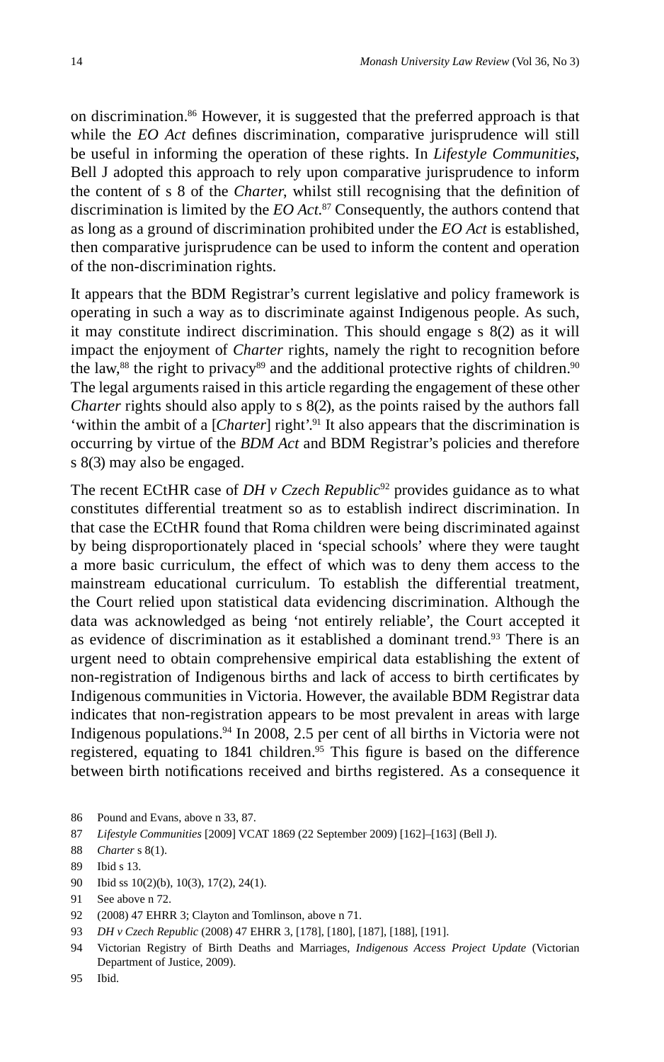on discrimination.[86] However, it is suggested that the preferred approach is that while the *EO Act* defines discrimination, comparative jurisprudence will still be useful in informing the operation of these rights. In *Lifestyle Communities*, Bell J adopted this approach to rely upon comparative jurisprudence to inform the content of s 8 of the *Charter*, whilst still recognising that the definition of discrimination is limited by the *EO Act*.[87] Consequently, the authors contend that as long as a ground of discrimination prohibited under the *EO Act* is established, then comparative jurisprudence can be used to inform the content and operation of the non-discrimination rights.

It appears that the BDM Registrar's current legislative and policy framework is operating in such a way as to discriminate against Indigenous people. As such, it may constitute indirect discrimination. This should engage s 8(2) as it will impact the enjoyment of *Charter* rights, namely the right to recognition before the law,[88] the right to privacy[89] and the additional protective rights of children.[90] The legal arguments raised in this article regarding the engagement of these other *Charter* rights should also apply to s 8(2), as the points raised by the authors fall 'within the ambit of a [*Charter*] right'.[91] It also appears that the discrimination is occurring by virtue of the *BDM Act* and BDM Registrar's policies and therefore s 8(3) may also be engaged.

The recent ECtHR case of *DH v Czech Republic*[92] provides guidance as to what constitutes differential treatment so as to establish indirect discrimination. In that case the ECtHR found that Roma children were being discriminated against by being disproportionately placed in 'special schools' where they were taught a more basic curriculum, the effect of which was to deny them access to the mainstream educational curriculum. To establish the differential treatment, the Court relied upon statistical data evidencing discrimination. Although the data was acknowledged as being 'not entirely reliable', the Court accepted it as evidence of discrimination as it established a dominant trend.[93] There is an urgent need to obtain comprehensive empirical data establishing the extent of non-registration of Indigenous births and lack of access to birth certificates by Indigenous communities in Victoria. However, the available BDM Registrar data indicates that non-registration appears to be most prevalent in areas with large Indigenous populations.[94] In 2008, 2.5 per cent of all births in Victoria were not registered, equating to 1841 children.[95] This figure is based on the difference between birth notifications received and births registered. As a consequence it

86 Pound and Evans, above n 33, 87.

87 *Lifestyle Communities* [2009] VCAT 1869 (22 September 2009) [162]–[163] (Bell J).

88 *Charter* s 8(1).

89 Ibid s 13.

90 Ibid ss 10(2)(b), 10(3), 17(2), 24(1).

91 See above n 72.

92 (2008) 47 EHRR 3; Clayton and Tomlinson, above n 71.

93 *DH v Czech Republic* (2008) 47 EHRR 3, [178], [180], [187], [188], [191].

94 Victorian Registry of Birth Deaths and Marriages, *Indigenous Access Project Update* (Victorian Department of Justice, 2009).

95 Ibid.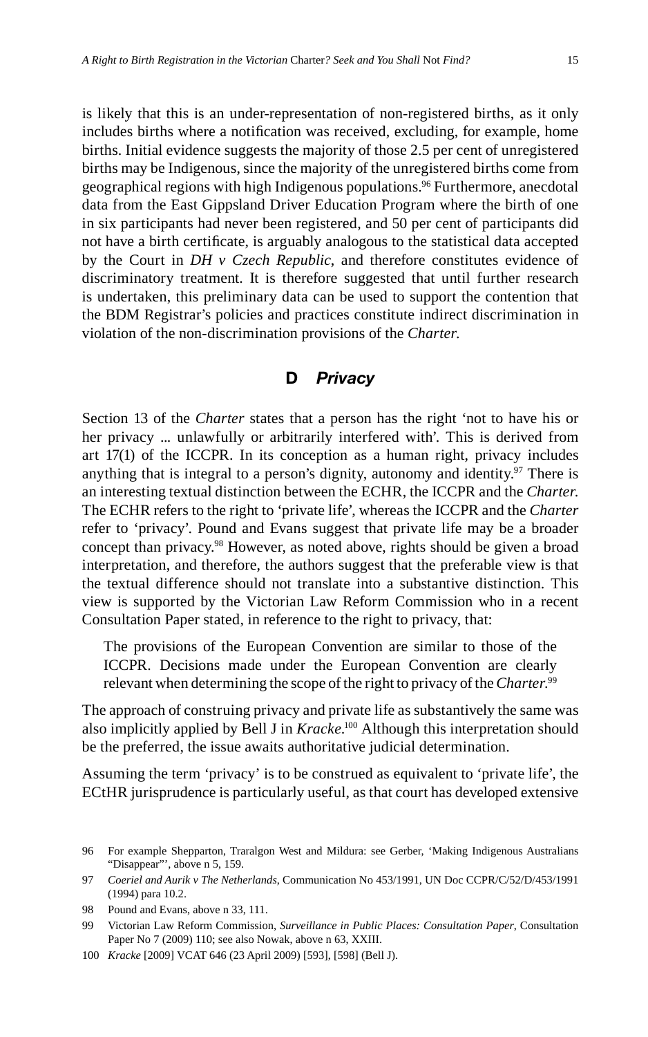is likely that this is an under-representation of non-registered births, as it only includes births where a notification was received, excluding, for example, home births. Initial evidence suggests the majority of those 2.5 per cent of unregistered births may be Indigenous, since the majority of the unregistered births come from geographical regions with high Indigenous populations.[96] Furthermore, anecdotal data from the East Gippsland Driver Education Program where the birth of one in six participants had never been registered, and 50 per cent of participants did not have a birth certificate, is arguably analogous to the statistical data accepted by the Court in *DH v Czech Republic*, and therefore constitutes evidence of discriminatory treatment. It is therefore suggested that until further research is undertaken, this preliminary data can be used to support the contention that the BDM Registrar's policies and practices constitute indirect discrimination in violation of the non-discrimination provisions of the *Charter.*

## D *Privacy*

Section 13 of the *Charter* states that a person has the right 'not to have his or her privacy ... unlawfully or arbitrarily interfered with'. This is derived from art 17(1) of the ICCPR. In its conception as a human right, privacy includes anything that is integral to a person's dignity, autonomy and identity.[97] There is an interesting textual distinction between the ECHR, the ICCPR and the *Charter.* The ECHR refers to the right to 'private life', whereas the ICCPR and the *Charter* refer to 'privacy'. Pound and Evans suggest that private life may be a broader concept than privacy.[98] However, as noted above, rights should be given a broad interpretation, and therefore, the authors suggest that the preferable view is that the textual difference should not translate into a substantive distinction. This view is supported by the Victorian Law Reform Commission who in a recent Consultation Paper stated, in reference to the right to privacy, that:

> The provisions of the European Convention are similar to those of the ICCPR. Decisions made under the European Convention are clearly relevant when determining the scope of the right to privacy of the *Charter.*[99]

The approach of construing privacy and private life as substantively the same was also implicitly applied by Bell J in *Kracke*.[100] Although this interpretation should be the preferred, the issue awaits authoritative judicial determination.

Assuming the term 'privacy' is to be construed as equivalent to 'private life', the ECtHR jurisprudence is particularly useful, as that court has developed extensive

---

96 For example Shepparton, Traralgon West and Mildura: see Gerber, 'Making Indigenous Australians "Disappear"', above n 5, 159.

97 *Coeriel and Aurik v The Netherlands*, Communication No 453/1991, UN Doc CCPR/C/52/D/453/1991 (1994) para 10.2.

98 Pound and Evans, above n 33, 111.

99 Victorian Law Reform Commission, *Surveillance in Public Places: Consultation Paper*, Consultation Paper No 7 (2009) 110; see also Nowak, above n 63, XXIII.

100 *Kracke* [2009] VCAT 646 (23 April 2009) [593], [598] (Bell J).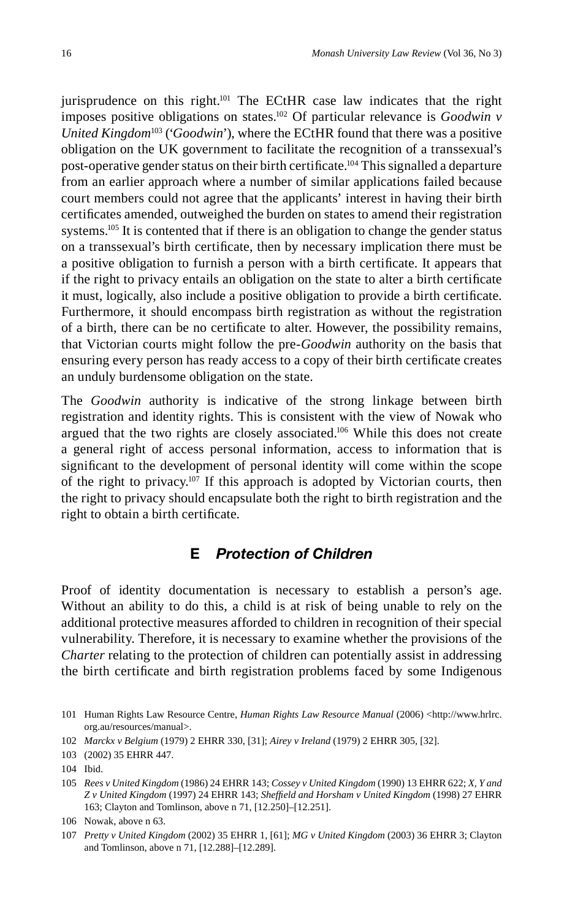jurisprudence on this right.[101] The ECtHR case law indicates that the right imposes positive obligations on states.[102] Of particular relevance is *Goodwin v United Kingdom*[103] ('*Goodwin*'), where the ECtHR found that there was a positive obligation on the UK government to facilitate the recognition of a transsexual's post-operative gender status on their birth certificate.[104] This signalled a departure from an earlier approach where a number of similar applications failed because court members could not agree that the applicants' interest in having their birth certificates amended, outweighed the burden on states to amend their registration systems.[105] It is contented that if there is an obligation to change the gender status on a transsexual's birth certificate, then by necessary implication there must be a positive obligation to furnish a person with a birth certificate. It appears that if the right to privacy entails an obligation on the state to alter a birth certificate it must, logically, also include a positive obligation to provide a birth certificate. Furthermore, it should encompass birth registration as without the registration of a birth, there can be no certificate to alter. However, the possibility remains, that Victorian courts might follow the pre-*Goodwin* authority on the basis that ensuring every person has ready access to a copy of their birth certificate creates an unduly burdensome obligation on the state.

The *Goodwin* authority is indicative of the strong linkage between birth registration and identity rights. This is consistent with the view of Nowak who argued that the two rights are closely associated.[106] While this does not create a general right of access personal information, access to information that is significant to the development of personal identity will come within the scope of the right to privacy.[107] If this approach is adopted by Victorian courts, then the right to privacy should encapsulate both the right to birth registration and the right to obtain a birth certificate.

## E *Protection of Children*

Proof of identity documentation is necessary to establish a person's age. Without an ability to do this, a child is at risk of being unable to rely on the additional protective measures afforded to children in recognition of their special vulnerability. Therefore, it is necessary to examine whether the provisions of the *Charter* relating to the protection of children can potentially assist in addressing the birth certificate and birth registration problems faced by some Indigenous

---

101 Human Rights Law Resource Centre, *Human Rights Law Resource Manual* (2006) <http://www.hrlrc.org.au/resources/manual>.

102 *Marckx v Belgium* (1979) 2 EHRR 330, [31]; *Airey v Ireland* (1979) 2 EHRR 305, [32].

103 (2002) 35 EHRR 447.

104 Ibid.

105 *Rees v United Kingdom* (1986) 24 EHRR 143; *Cossey v United Kingdom* (1990) 13 EHRR 622; *X, Y and Z v United Kingdom* (1997) 24 EHRR 143; *Sheffield and Horsham v United Kingdom* (1998) 27 EHRR 163; Clayton and Tomlinson, above n 71, [12.250]–[12.251].

106 Nowak, above n 63.

107 *Pretty v United Kingdom* (2002) 35 EHRR 1, [61]; *MG v United Kingdom* (2003) 36 EHRR 3; Clayton and Tomlinson, above n 71, [12.288]–[12.289].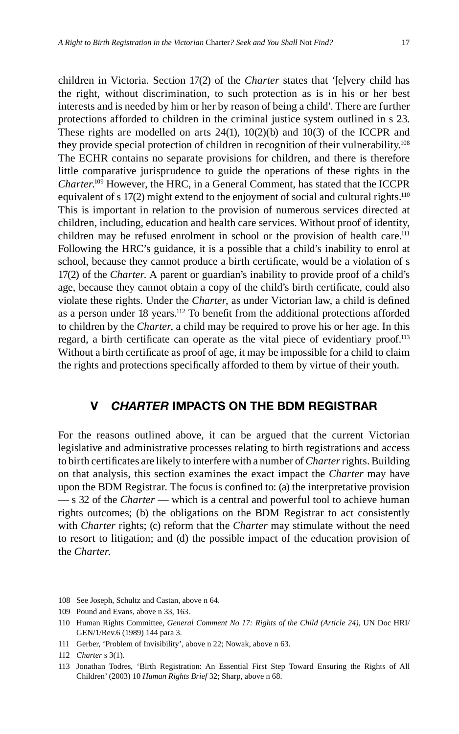children in Victoria. Section 17(2) of the *Charter* states that '[e]very child has the right, without discrimination, to such protection as is in his or her best interests and is needed by him or her by reason of being a child'. There are further protections afforded to children in the criminal justice system outlined in s 23. These rights are modelled on arts 24(1), 10(2)(b) and 10(3) of the ICCPR and they provide special protection of children in recognition of their vulnerability.[108] The ECHR contains no separate provisions for children, and there is therefore little comparative jurisprudence to guide the operations of these rights in the *Charter*.[109] However, the HRC, in a General Comment, has stated that the ICCPR equivalent of s 17(2) might extend to the enjoyment of social and cultural rights.[110] This is important in relation to the provision of numerous services directed at children, including, education and health care services. Without proof of identity, children may be refused enrolment in school or the provision of health care.[111] Following the HRC's guidance, it is a possible that a child's inability to enrol at school, because they cannot produce a birth certificate, would be a violation of s 17(2) of the *Charter*. A parent or guardian's inability to provide proof of a child's age, because they cannot obtain a copy of the child's birth certificate, could also violate these rights. Under the *Charter*, as under Victorian law, a child is defined as a person under 18 years.[112] To benefit from the additional protections afforded to children by the *Charter*, a child may be required to prove his or her age. In this regard, a birth certificate can operate as the vital piece of evidentiary proof.[113] Without a birth certificate as proof of age, it may be impossible for a child to claim the rights and protections specifically afforded to them by virtue of their youth.

## V *CHARTER* IMPACTS ON THE BDM REGISTRAR

For the reasons outlined above, it can be argued that the current Victorian legislative and administrative processes relating to birth registrations and access to birth certificates are likely to interfere with a number of *Charter* rights. Building on that analysis, this section examines the exact impact the *Charter* may have upon the BDM Registrar. The focus is confined to: (a) the interpretative provision — s 32 of the *Charter* — which is a central and powerful tool to achieve human rights outcomes; (b) the obligations on the BDM Registrar to act consistently with *Charter* rights; (c) reform that the *Charter* may stimulate without the need to resort to litigation; and (d) the possible impact of the education provision of the *Charter*.

---

108 See Joseph, Schultz and Castan, above n 64.

109 Pound and Evans, above n 33, 163.

110 Human Rights Committee, *General Comment No 17: Rights of the Child (Article 24)*, UN Doc HRI/GEN/1/Rev.6 (1989) 144 para 3.

111 Gerber, 'Problem of Invisibility', above n 22; Nowak, above n 63.

112 *Charter* s 3(1).

113 Jonathan Todres, 'Birth Registration: An Essential First Step Toward Ensuring the Rights of All Children' (2003) 10 *Human Rights Brief* 32; Sharp, above n 68.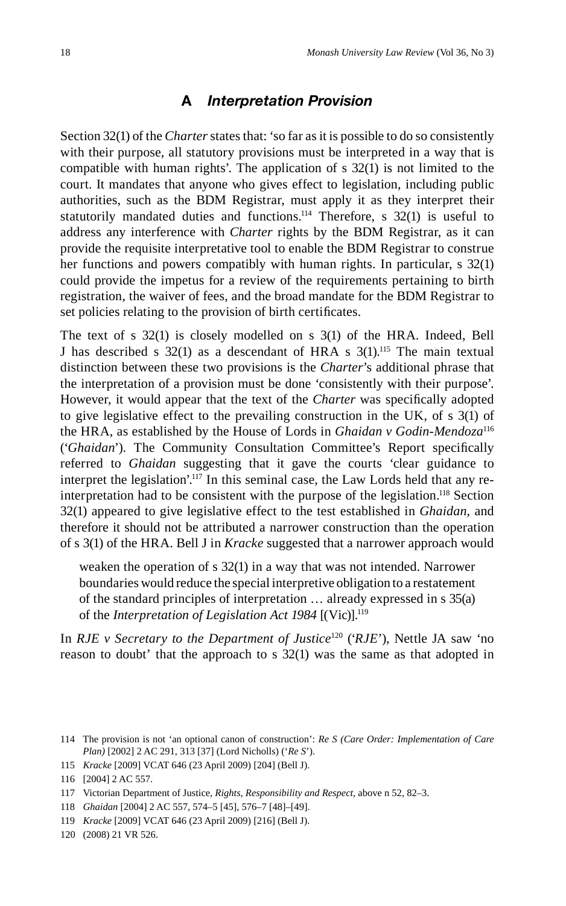### A *Interpretation Provision*

Section 32(1) of the *Charter* states that: 'so far as it is possible to do so consistently with their purpose, all statutory provisions must be interpreted in a way that is compatible with human rights'. The application of s 32(1) is not limited to the court. It mandates that anyone who gives effect to legislation, including public authorities, such as the BDM Registrar, must apply it as they interpret their statutorily mandated duties and functions.[114] Therefore, s 32(1) is useful to address any interference with *Charter* rights by the BDM Registrar, as it can provide the requisite interpretative tool to enable the BDM Registrar to construe her functions and powers compatibly with human rights. In particular, s 32(1) could provide the impetus for a review of the requirements pertaining to birth registration, the waiver of fees, and the broad mandate for the BDM Registrar to set policies relating to the provision of birth certificates.

The text of s 32(1) is closely modelled on s 3(1) of the HRA. Indeed, Bell J has described s 32(1) as a descendant of HRA s 3(1).[115] The main textual distinction between these two provisions is the *Charter*'s additional phrase that the interpretation of a provision must be done 'consistently with their purpose'. However, it would appear that the text of the *Charter* was specifically adopted to give legislative effect to the prevailing construction in the UK, of s 3(1) of the HRA, as established by the House of Lords in *Ghaidan v Godin-Mendoza*[116] ('*Ghaidan*'). The Community Consultation Committee's Report specifically referred to *Ghaidan* suggesting that it gave the courts 'clear guidance to interpret the legislation'.[117] In this seminal case, the Law Lords held that any re-interpretation had to be consistent with the purpose of the legislation.[118] Section 32(1) appeared to give legislative effect to the test established in *Ghaidan*, and therefore it should not be attributed a narrower construction than the operation of s 3(1) of the HRA. Bell J in *Kracke* suggested that a narrower approach would

> weaken the operation of s 32(1) in a way that was not intended. Narrower boundaries would reduce the special interpretive obligation to a restatement of the standard principles of interpretation … already expressed in s 35(a) of the *Interpretation of Legislation Act 1984* [(Vic)].[119]

In *RJE v Secretary to the Department of Justice*[120] ('*RJE*'), Nettle JA saw 'no reason to doubt' that the approach to s 32(1) was the same as that adopted in

---

114 The provision is not 'an optional canon of construction': *Re S (Care Order: Implementation of Care Plan)* [2002] 2 AC 291, 313 [37] (Lord Nicholls) ('*Re S*').

115 *Kracke* [2009] VCAT 646 (23 April 2009) [204] (Bell J).

116 [2004] 2 AC 557.

117 Victorian Department of Justice, *Rights, Responsibility and Respect*, above n 52, 82–3.

118 *Ghaidan* [2004] 2 AC 557, 574–5 [45], 576–7 [48]–[49].

119 *Kracke* [2009] VCAT 646 (23 April 2009) [216] (Bell J).

120 (2008) 21 VR 526.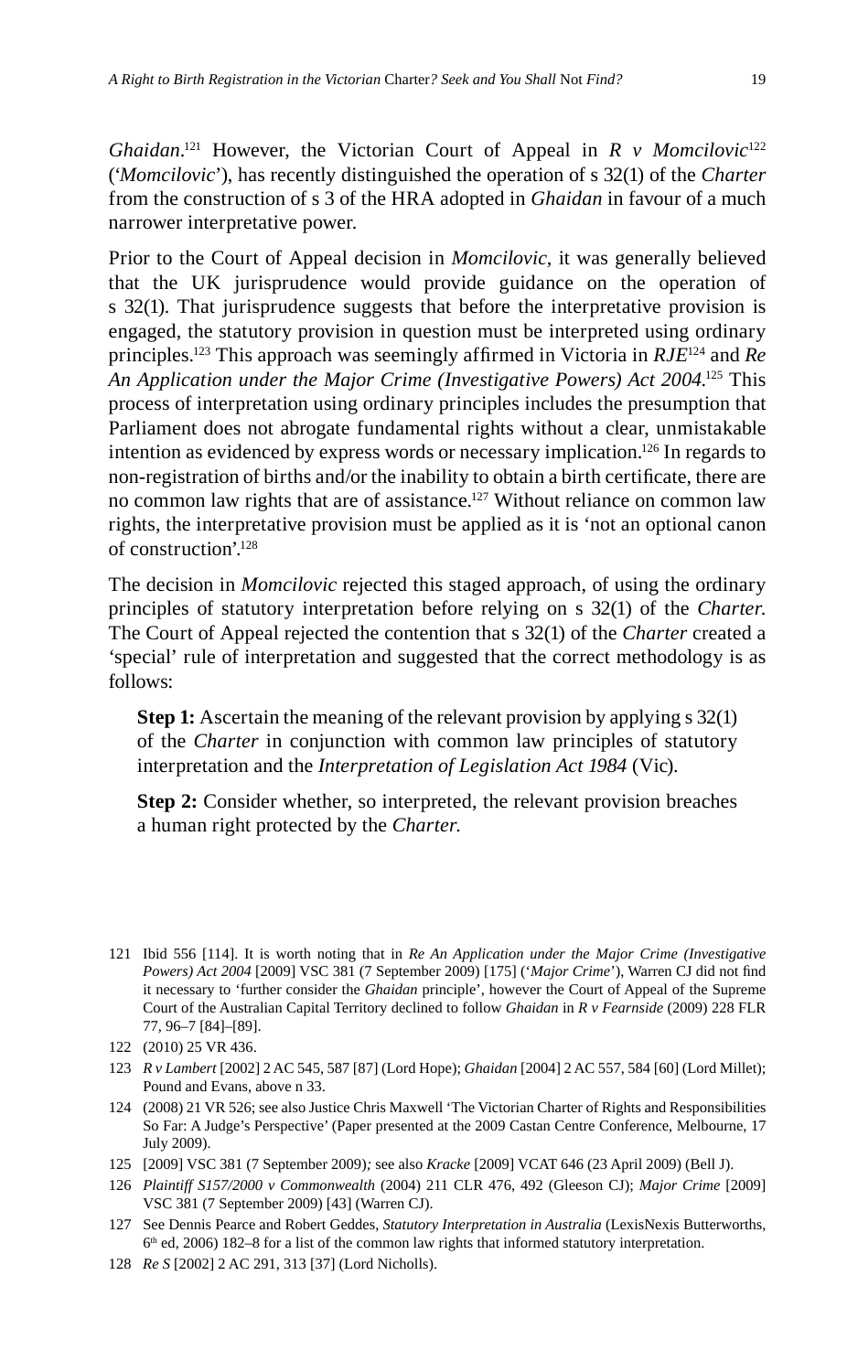*Ghaidan*.[121] However, the Victorian Court of Appeal in *R v Momcilovic*[122] ('*Momcilovic*'), has recently distinguished the operation of s 32(1) of the *Charter* from the construction of s 3 of the HRA adopted in *Ghaidan* in favour of a much narrower interpretative power.

Prior to the Court of Appeal decision in *Momcilovic*, it was generally believed that the UK jurisprudence would provide guidance on the operation of s 32(1). That jurisprudence suggests that before the interpretative provision is engaged, the statutory provision in question must be interpreted using ordinary principles.[123] This approach was seemingly affirmed in Victoria in *RJE*[124] and *Re An Application under the Major Crime (Investigative Powers) Act 2004*.[125] This process of interpretation using ordinary principles includes the presumption that Parliament does not abrogate fundamental rights without a clear, unmistakable intention as evidenced by express words or necessary implication.[126] In regards to non-registration of births and/or the inability to obtain a birth certificate, there are no common law rights that are of assistance.[127] Without reliance on common law rights, the interpretative provision must be applied as it is 'not an optional canon of construction'.[128]

The decision in *Momcilovic* rejected this staged approach, of using the ordinary principles of statutory interpretation before relying on s 32(1) of the *Charter*. The Court of Appeal rejected the contention that s 32(1) of the *Charter* created a 'special' rule of interpretation and suggested that the correct methodology is as follows:

> **Step 1:** Ascertain the meaning of the relevant provision by applying s 32(1) of the *Charter* in conjunction with common law principles of statutory interpretation and the *Interpretation of Legislation Act 1984* (Vic).
>
> **Step 2:** Consider whether, so interpreted, the relevant provision breaches a human right protected by the *Charter*.

---

121 Ibid 556 [114]. It is worth noting that in *Re An Application under the Major Crime (Investigative Powers) Act 2004* [2009] VSC 381 (7 September 2009) [175] ('*Major Crime*'), Warren CJ did not find it necessary to 'further consider the *Ghaidan* principle', however the Court of Appeal of the Supreme Court of the Australian Capital Territory declined to follow *Ghaidan* in *R v Fearnside* (2009) 228 FLR 77, 96–7 [84]–[89].

122 (2010) 25 VR 436.

123 *R v Lambert* [2002] 2 AC 545, 587 [87] (Lord Hope); *Ghaidan* [2004] 2 AC 557, 584 [60] (Lord Millet); Pound and Evans, above n 33.

124 (2008) 21 VR 526; see also Justice Chris Maxwell 'The Victorian Charter of Rights and Responsibilities So Far: A Judge's Perspective' (Paper presented at the 2009 Castan Centre Conference, Melbourne, 17 July 2009).

125 [2009] VSC 381 (7 September 2009); see also *Kracke* [2009] VCAT 646 (23 April 2009) (Bell J).

126 *Plaintiff S157/2000 v Commonwealth* (2004) 211 CLR 476, 492 (Gleeson CJ); *Major Crime* [2009] VSC 381 (7 September 2009) [43] (Warren CJ).

127 See Dennis Pearce and Robert Geddes, *Statutory Interpretation in Australia* (LexisNexis Butterworths, 6th ed, 2006) 182–8 for a list of the common law rights that informed statutory interpretation.

128 *Re S* [2002] 2 AC 291, 313 [37] (Lord Nicholls).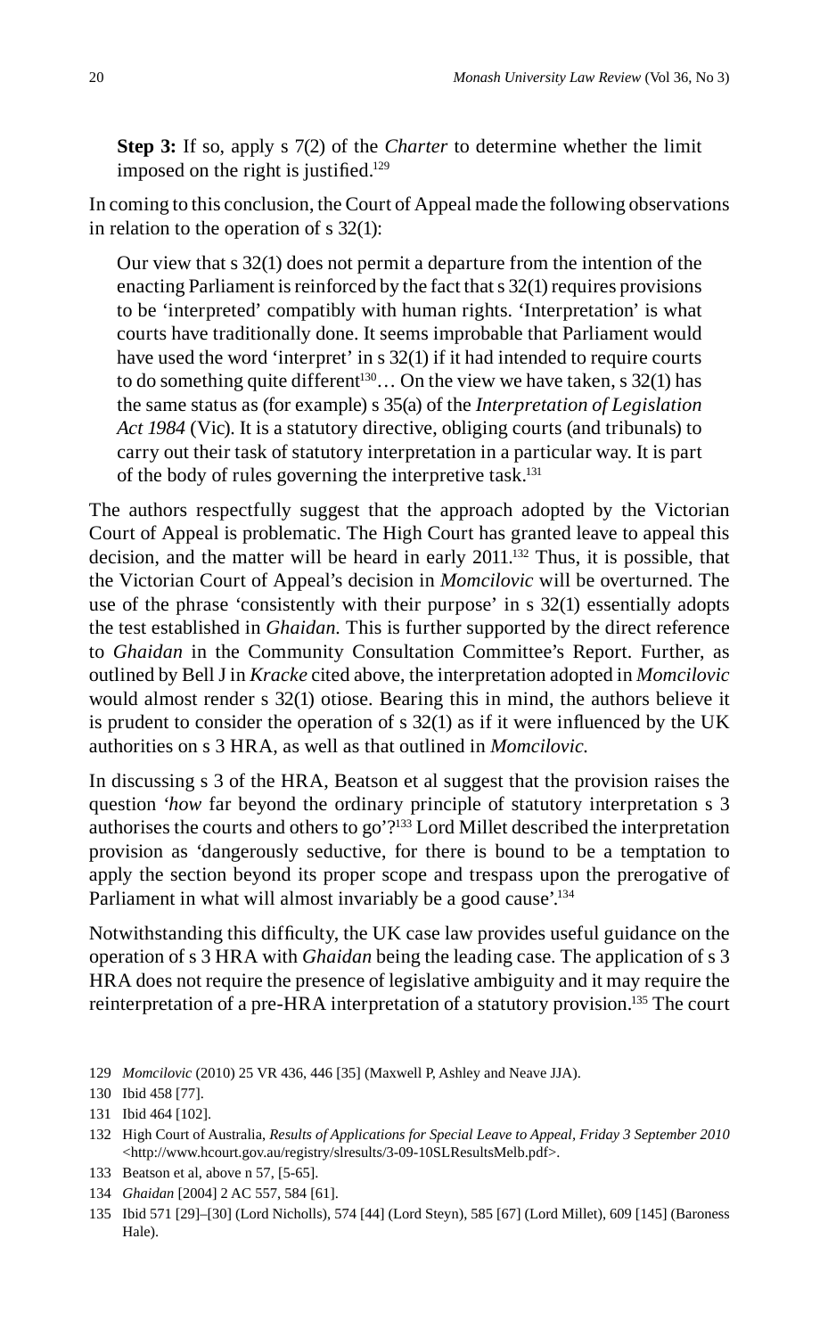**Step 3:** If so, apply s 7(2) of the *Charter* to determine whether the limit imposed on the right is justified.[129]

In coming to this conclusion, the Court of Appeal made the following observations in relation to the operation of s 32(1):

> Our view that s 32(1) does not permit a departure from the intention of the enacting Parliament is reinforced by the fact that s 32(1) requires provisions to be 'interpreted' compatibly with human rights. 'Interpretation' is what courts have traditionally done. It seems improbable that Parliament would have used the word 'interpret' in s 32(1) if it had intended to require courts to do something quite different[130]… On the view we have taken, s 32(1) has the same status as (for example) s 35(a) of the *Interpretation of Legislation Act 1984* (Vic). It is a statutory directive, obliging courts (and tribunals) to carry out their task of statutory interpretation in a particular way. It is part of the body of rules governing the interpretive task.[131]

The authors respectfully suggest that the approach adopted by the Victorian Court of Appeal is problematic. The High Court has granted leave to appeal this decision, and the matter will be heard in early 2011.[132] Thus, it is possible, that the Victorian Court of Appeal's decision in *Momcilovic* will be overturned. The use of the phrase 'consistently with their purpose' in s 32(1) essentially adopts the test established in *Ghaidan.* This is further supported by the direct reference to *Ghaidan* in the Community Consultation Committee's Report. Further, as outlined by Bell J in *Kracke* cited above, the interpretation adopted in *Momcilovic* would almost render s 32(1) otiose. Bearing this in mind, the authors believe it is prudent to consider the operation of s 32(1) as if it were influenced by the UK authorities on s 3 HRA, as well as that outlined in *Momcilovic.*

In discussing s 3 of the HRA, Beatson et al suggest that the provision raises the question '*how* far beyond the ordinary principle of statutory interpretation s 3 authorises the courts and others to go'?[133] Lord Millet described the interpretation provision as 'dangerously seductive, for there is bound to be a temptation to apply the section beyond its proper scope and trespass upon the prerogative of Parliament in what will almost invariably be a good cause'.[134]

Notwithstanding this difficulty, the UK case law provides useful guidance on the operation of s 3 HRA with *Ghaidan* being the leading case. The application of s 3 HRA does not require the presence of legislative ambiguity and it may require the reinterpretation of a pre-HRA interpretation of a statutory provision.[135] The court

---

129 *Momcilovic* (2010) 25 VR 436, 446 [35] (Maxwell P, Ashley and Neave JJA).

130 Ibid 458 [77].

131 Ibid 464 [102].

132 High Court of Australia, *Results of Applications for Special Leave to Appeal, Friday 3 September 2010* <http://www.hcourt.gov.au/registry/slresults/3-09-10SLResultsMelb.pdf>.

133 Beatson et al, above n 57, [5-65].

134 *Ghaidan* [2004] 2 AC 557, 584 [61].

135 Ibid 571 [29]–[30] (Lord Nicholls), 574 [44] (Lord Steyn), 585 [67] (Lord Millet), 609 [145] (Baroness Hale).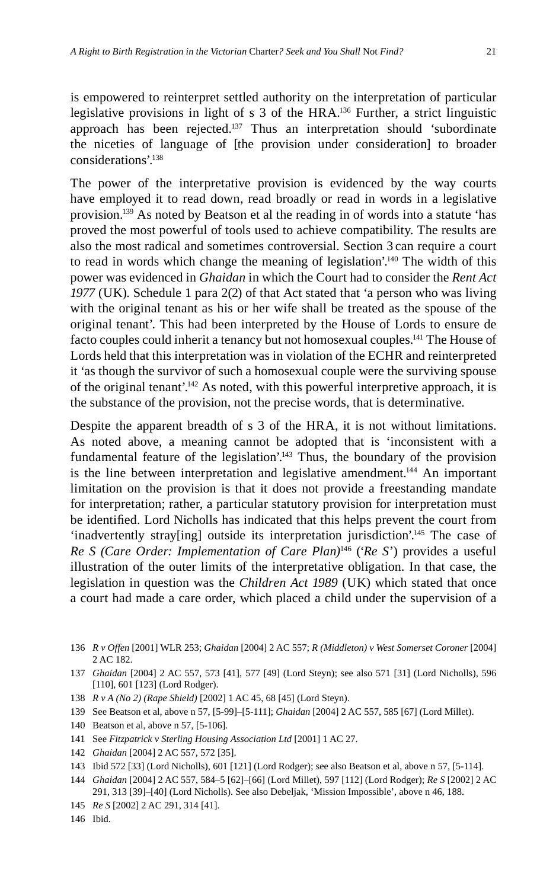is empowered to reinterpret settled authority on the interpretation of particular legislative provisions in light of s 3 of the HRA.[136] Further, a strict linguistic approach has been rejected.[137] Thus an interpretation should 'subordinate the niceties of language of [the provision under consideration] to broader considerations'.[138]

The power of the interpretative provision is evidenced by the way courts have employed it to read down, read broadly or read in words in a legislative provision.[139] As noted by Beatson et al the reading in of words into a statute 'has proved the most powerful of tools used to achieve compatibility. The results are also the most radical and sometimes controversial. Section 3 can require a court to read in words which change the meaning of legislation'.[140] The width of this power was evidenced in *Ghaidan* in which the Court had to consider the *Rent Act 1977* (UK). Schedule 1 para 2(2) of that Act stated that 'a person who was living with the original tenant as his or her wife shall be treated as the spouse of the original tenant'. This had been interpreted by the House of Lords to ensure de facto couples could inherit a tenancy but not homosexual couples.[141] The House of Lords held that this interpretation was in violation of the ECHR and reinterpreted it 'as though the survivor of such a homosexual couple were the surviving spouse of the original tenant'.[142] As noted, with this powerful interpretive approach, it is the substance of the provision, not the precise words, that is determinative.

Despite the apparent breadth of s 3 of the HRA, it is not without limitations. As noted above, a meaning cannot be adopted that is 'inconsistent with a fundamental feature of the legislation'.[143] Thus, the boundary of the provision is the line between interpretation and legislative amendment.[144] An important limitation on the provision is that it does not provide a freestanding mandate for interpretation; rather, a particular statutory provision for interpretation must be identified. Lord Nicholls has indicated that this helps prevent the court from 'inadvertently stray[ing] outside its interpretation jurisdiction'.[145] The case of *Re S (Care Order: Implementation of Care Plan)*[146] ('*Re S*') provides a useful illustration of the outer limits of the interpretative obligation. In that case, the legislation in question was the *Children Act 1989* (UK) which stated that once a court had made a care order, which placed a child under the supervision of a

136 *R v Offen* [2001] WLR 253; *Ghaidan* [2004] 2 AC 557; *R (Middleton) v West Somerset Coroner* [2004] 2 AC 182.

137 *Ghaidan* [2004] 2 AC 557, 573 [41], 577 [49] (Lord Steyn); see also 571 [31] (Lord Nicholls), 596 [110], 601 [123] (Lord Rodger).

138 *R v A (No 2) (Rape Shield)* [2002] 1 AC 45, 68 [45] (Lord Steyn).

139 See Beatson et al, above n 57, [5-99]–[5-111]; *Ghaidan* [2004] 2 AC 557, 585 [67] (Lord Millet).

140 Beatson et al, above n 57, [5-106].

141 See *Fitzpatrick v Sterling Housing Association Ltd* [2001] 1 AC 27.

142 *Ghaidan* [2004] 2 AC 557, 572 [35].

143 Ibid 572 [33] (Lord Nicholls), 601 [121] (Lord Rodger); see also Beatson et al, above n 57, [5-114].

144 *Ghaidan* [2004] 2 AC 557, 584–5 [62]–[66] (Lord Millet), 597 [112] (Lord Rodger); *Re S* [2002] 2 AC 291, 313 [39]–[40] (Lord Nicholls). See also Debeljak, 'Mission Impossible', above n 46, 188.

145 *Re S* [2002] 2 AC 291, 314 [41].

146 Ibid.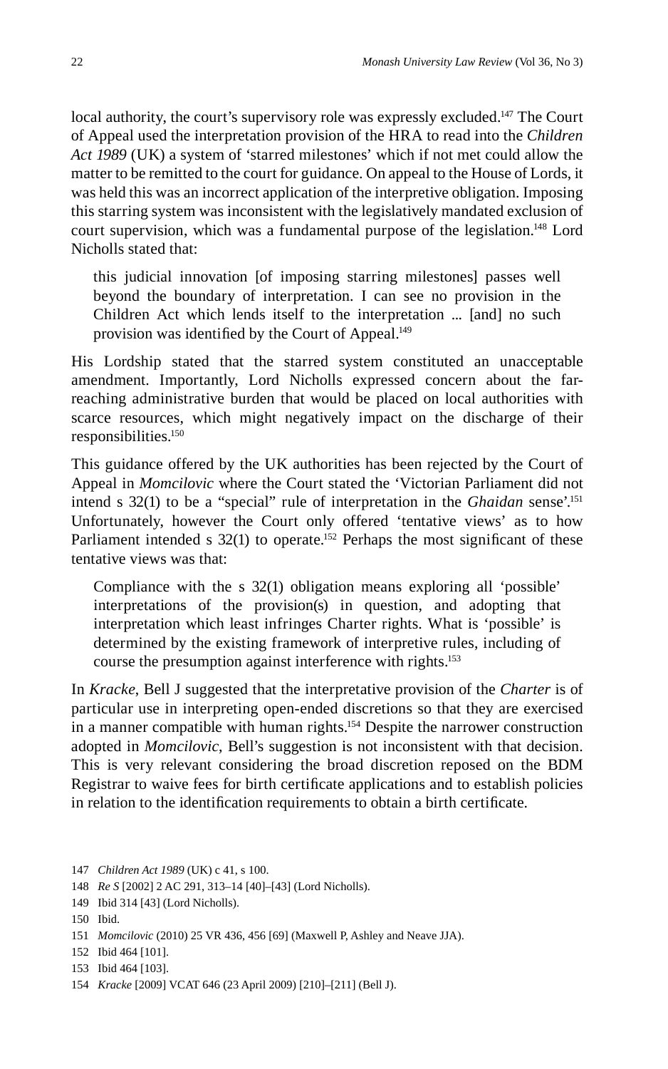local authority, the court's supervisory role was expressly excluded.[147] The Court of Appeal used the interpretation provision of the HRA to read into the *Children Act 1989* (UK) a system of 'starred milestones' which if not met could allow the matter to be remitted to the court for guidance. On appeal to the House of Lords, it was held this was an incorrect application of the interpretive obligation. Imposing this starring system was inconsistent with the legislatively mandated exclusion of court supervision, which was a fundamental purpose of the legislation.[148] Lord Nicholls stated that:

> this judicial innovation [of imposing starring milestones] passes well beyond the boundary of interpretation. I can see no provision in the Children Act which lends itself to the interpretation ... [and] no such provision was identified by the Court of Appeal.[149]

His Lordship stated that the starred system constituted an unacceptable amendment. Importantly, Lord Nicholls expressed concern about the far-reaching administrative burden that would be placed on local authorities with scarce resources, which might negatively impact on the discharge of their responsibilities.[150]

This guidance offered by the UK authorities has been rejected by the Court of Appeal in *Momcilovic* where the Court stated the 'Victorian Parliament did not intend s 32(1) to be a "special" rule of interpretation in the *Ghaidan* sense'.[151] Unfortunately, however the Court only offered 'tentative views' as to how Parliament intended s 32(1) to operate.[152] Perhaps the most significant of these tentative views was that:

> Compliance with the s 32(1) obligation means exploring all 'possible' interpretations of the provision(s) in question, and adopting that interpretation which least infringes Charter rights. What is 'possible' is determined by the existing framework of interpretive rules, including of course the presumption against interference with rights.[153]

In *Kracke*, Bell J suggested that the interpretative provision of the *Charter* is of particular use in interpreting open-ended discretions so that they are exercised in a manner compatible with human rights.[154] Despite the narrower construction adopted in *Momcilovic*, Bell's suggestion is not inconsistent with that decision. This is very relevant considering the broad discretion reposed on the BDM Registrar to waive fees for birth certificate applications and to establish policies in relation to the identification requirements to obtain a birth certificate.

147 *Children Act 1989* (UK) c 41, s 100.

148 *Re S* [2002] 2 AC 291, 313–14 [40]–[43] (Lord Nicholls).

149 Ibid 314 [43] (Lord Nicholls).

150 Ibid.

151 *Momcilovic* (2010) 25 VR 436, 456 [69] (Maxwell P, Ashley and Neave JJA).

152 Ibid 464 [101].

153 Ibid 464 [103].

154 *Kracke* [2009] VCAT 646 (23 April 2009) [210]–[211] (Bell J).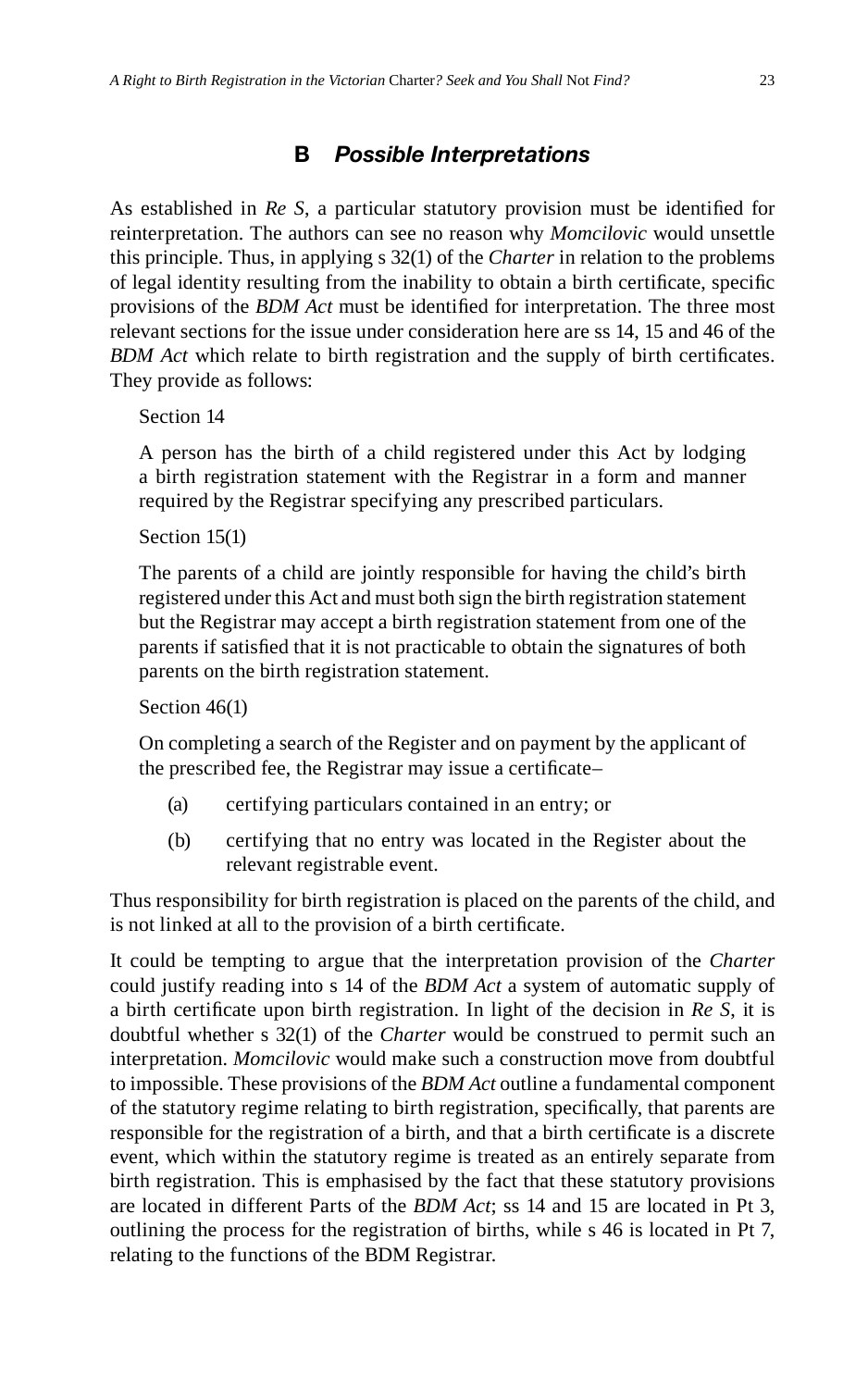## B *Possible Interpretations*

As established in *Re S*, a particular statutory provision must be identified for reinterpretation. The authors can see no reason why *Momcilovic* would unsettle this principle. Thus, in applying s 32(1) of the *Charter* in relation to the problems of legal identity resulting from the inability to obtain a birth certificate, specific provisions of the *BDM Act* must be identified for interpretation. The three most relevant sections for the issue under consideration here are ss 14, 15 and 46 of the *BDM Act* which relate to birth registration and the supply of birth certificates. They provide as follows:

> Section 14
>
> A person has the birth of a child registered under this Act by lodging a birth registration statement with the Registrar in a form and manner required by the Registrar specifying any prescribed particulars.
>
> Section 15(1)
>
> The parents of a child are jointly responsible for having the child's birth registered under this Act and must both sign the birth registration statement but the Registrar may accept a birth registration statement from one of the parents if satisfied that it is not practicable to obtain the signatures of both parents on the birth registration statement.
>
> Section 46(1)
>
> On completing a search of the Register and on payment by the applicant of the prescribed fee, the Registrar may issue a certificate–
>
> (a) certifying particulars contained in an entry; or
>
> (b) certifying that no entry was located in the Register about the relevant registrable event.

Thus responsibility for birth registration is placed on the parents of the child, and is not linked at all to the provision of a birth certificate.

It could be tempting to argue that the interpretation provision of the *Charter* could justify reading into s 14 of the *BDM Act* a system of automatic supply of a birth certificate upon birth registration. In light of the decision in *Re S*, it is doubtful whether s 32(1) of the *Charter* would be construed to permit such an interpretation. *Momcilovic* would make such a construction move from doubtful to impossible. These provisions of the *BDM Act* outline a fundamental component of the statutory regime relating to birth registration, specifically, that parents are responsible for the registration of a birth, and that a birth certificate is a discrete event, which within the statutory regime is treated as an entirely separate from birth registration. This is emphasised by the fact that these statutory provisions are located in different Parts of the *BDM Act*; ss 14 and 15 are located in Pt 3, outlining the process for the registration of births, while s 46 is located in Pt 7, relating to the functions of the BDM Registrar.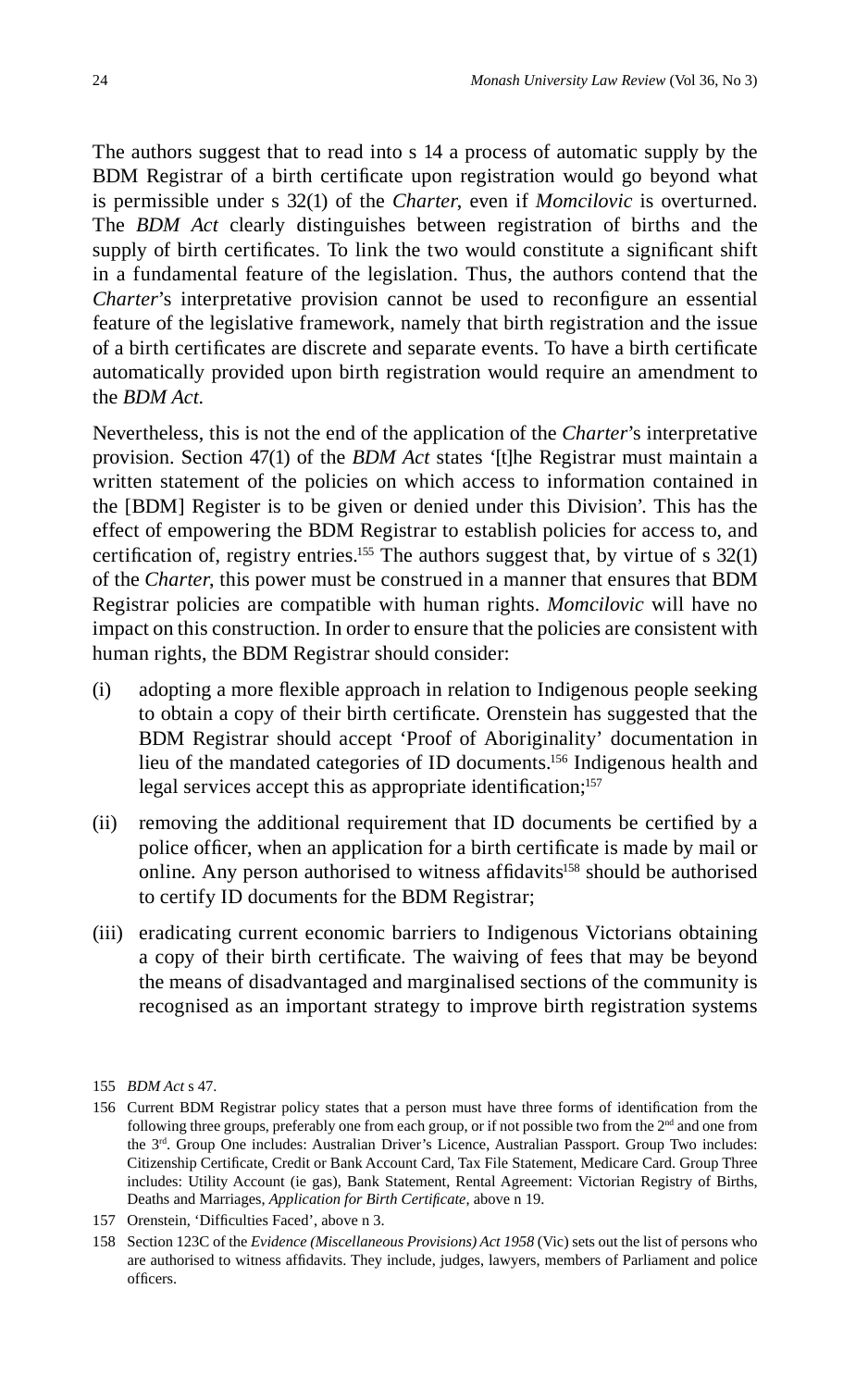The authors suggest that to read into s 14 a process of automatic supply by the BDM Registrar of a birth certificate upon registration would go beyond what is permissible under s 32(1) of the *Charter*, even if *Momcilovic* is overturned. The *BDM Act* clearly distinguishes between registration of births and the supply of birth certificates. To link the two would constitute a significant shift in a fundamental feature of the legislation. Thus, the authors contend that the *Charter*'s interpretative provision cannot be used to reconfigure an essential feature of the legislative framework, namely that birth registration and the issue of a birth certificates are discrete and separate events. To have a birth certificate automatically provided upon birth registration would require an amendment to the *BDM Act.*

Nevertheless, this is not the end of the application of the *Charter*'s interpretative provision. Section 47(1) of the *BDM Act* states '[t]he Registrar must maintain a written statement of the policies on which access to information contained in the [BDM] Register is to be given or denied under this Division'. This has the effect of empowering the BDM Registrar to establish policies for access to, and certification of, registry entries.[155] The authors suggest that, by virtue of s 32(1) of the *Charter*, this power must be construed in a manner that ensures that BDM Registrar policies are compatible with human rights. *Momcilovic* will have no impact on this construction. In order to ensure that the policies are consistent with human rights, the BDM Registrar should consider:

(i) adopting a more flexible approach in relation to Indigenous people seeking to obtain a copy of their birth certificate. Orenstein has suggested that the BDM Registrar should accept 'Proof of Aboriginality' documentation in lieu of the mandated categories of ID documents.[156] Indigenous health and legal services accept this as appropriate identification;[157]

(ii) removing the additional requirement that ID documents be certified by a police officer, when an application for a birth certificate is made by mail or online. Any person authorised to witness affidavits[158] should be authorised to certify ID documents for the BDM Registrar;

(iii) eradicating current economic barriers to Indigenous Victorians obtaining a copy of their birth certificate. The waiving of fees that may be beyond the means of disadvantaged and marginalised sections of the community is recognised as an important strategy to improve birth registration systems

---

155 *BDM Act* s 47.

156 Current BDM Registrar policy states that a person must have three forms of identification from the following three groups, preferably one from each group, or if not possible two from the 2nd and one from the 3rd. Group One includes: Australian Driver's Licence, Australian Passport. Group Two includes: Citizenship Certificate, Credit or Bank Account Card, Tax File Statement, Medicare Card. Group Three includes: Utility Account (ie gas), Bank Statement, Rental Agreement: Victorian Registry of Births, Deaths and Marriages, *Application for Birth Certificate*, above n 19.

157 Orenstein, 'Difficulties Faced', above n 3.

158 Section 123C of the *Evidence (Miscellaneous Provisions) Act 1958* (Vic) sets out the list of persons who are authorised to witness affidavits. They include, judges, lawyers, members of Parliament and police officers.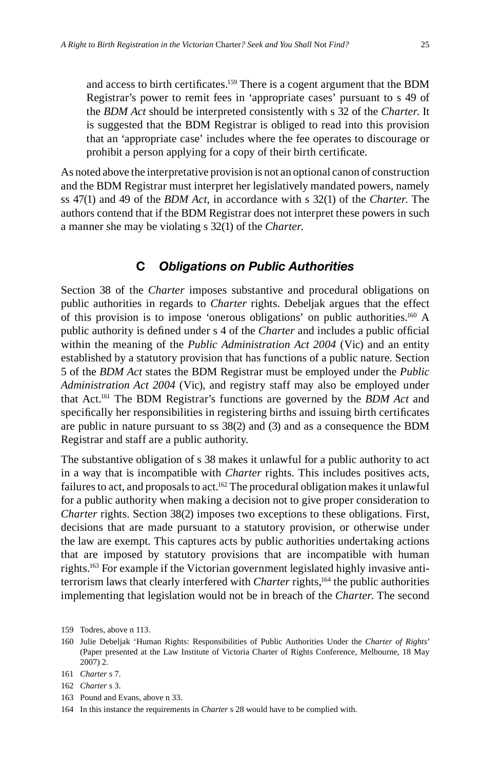and access to birth certificates.[159] There is a cogent argument that the BDM Registrar's power to remit fees in 'appropriate cases' pursuant to s 49 of the *BDM Act* should be interpreted consistently with s 32 of the *Charter.* It is suggested that the BDM Registrar is obliged to read into this provision that an 'appropriate case' includes where the fee operates to discourage or prohibit a person applying for a copy of their birth certificate.

As noted above the interpretative provision is not an optional canon of construction and the BDM Registrar must interpret her legislatively mandated powers, namely ss 47(1) and 49 of the *BDM Act*, in accordance with s 32(1) of the *Charter.* The authors contend that if the BDM Registrar does not interpret these powers in such a manner she may be violating s 32(1) of the *Charter.*

## C *Obligations on Public Authorities*

Section 38 of the *Charter* imposes substantive and procedural obligations on public authorities in regards to *Charter* rights. Debeljak argues that the effect of this provision is to impose 'onerous obligations' on public authorities.[160] A public authority is defined under s 4 of the *Charter* and includes a public official within the meaning of the *Public Administration Act 2004* (Vic) and an entity established by a statutory provision that has functions of a public nature. Section 5 of the *BDM Act* states the BDM Registrar must be employed under the *Public Administration Act 2004* (Vic), and registry staff may also be employed under that Act.[161] The BDM Registrar's functions are governed by the *BDM Act* and specifically her responsibilities in registering births and issuing birth certificates are public in nature pursuant to ss 38(2) and (3) and as a consequence the BDM Registrar and staff are a public authority.

The substantive obligation of s 38 makes it unlawful for a public authority to act in a way that is incompatible with *Charter* rights. This includes positives acts, failures to act, and proposals to act.[162] The procedural obligation makes it unlawful for a public authority when making a decision not to give proper consideration to *Charter* rights. Section 38(2) imposes two exceptions to these obligations. First, decisions that are made pursuant to a statutory provision, or otherwise under the law are exempt. This captures acts by public authorities undertaking actions that are imposed by statutory provisions that are incompatible with human rights.[163] For example if the Victorian government legislated highly invasive anti-terrorism laws that clearly interfered with *Charter* rights,[164] the public authorities implementing that legislation would not be in breach of the *Charter.* The second

159 Todres, above n 113.

160 Julie Debeljak 'Human Rights: Responsibilities of Public Authorities Under the *Charter of Rights*' (Paper presented at the Law Institute of Victoria Charter of Rights Conference, Melbourne, 18 May 2007) 2.

161 *Charter* s 7.

162 *Charter* s 3.

163 Pound and Evans, above n 33.

164 In this instance the requirements in *Charter* s 28 would have to be complied with.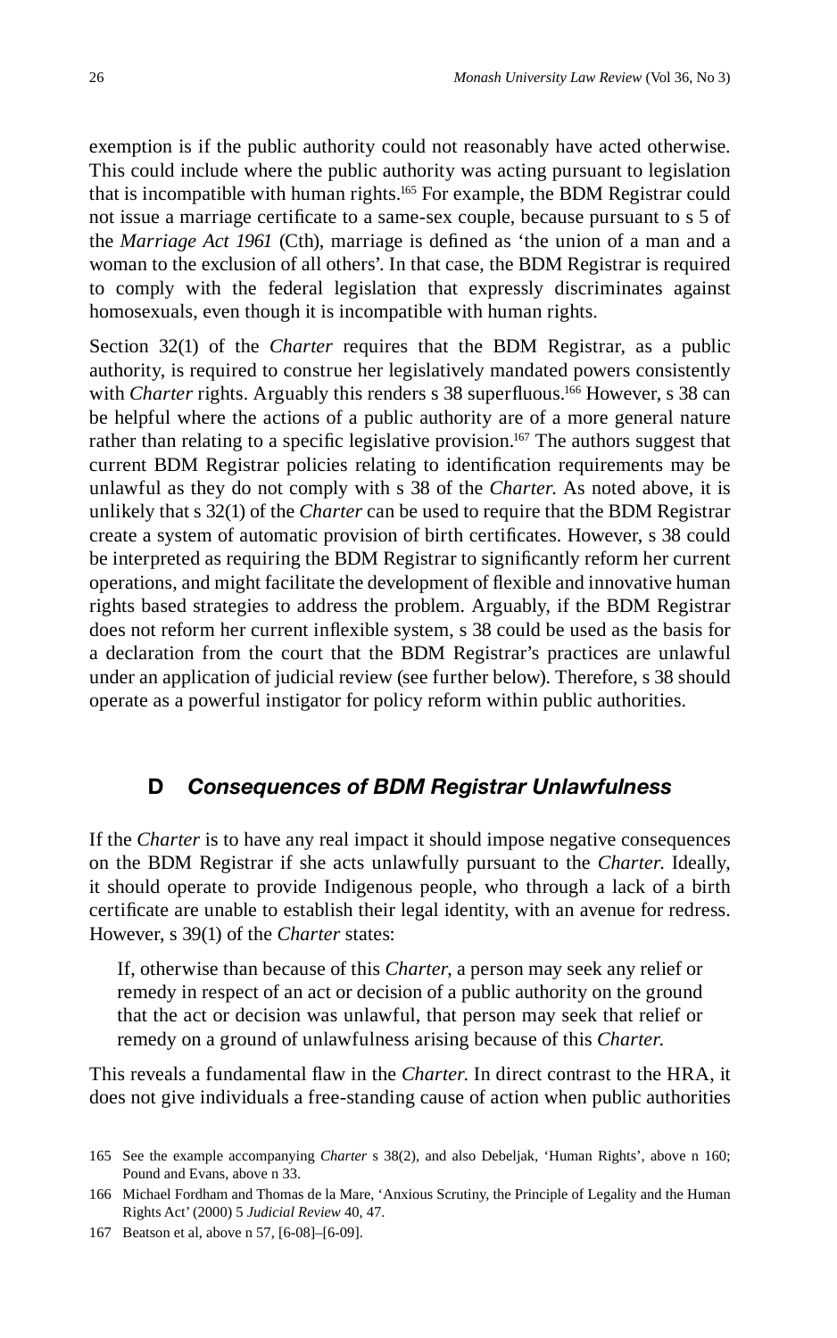exemption is if the public authority could not reasonably have acted otherwise. This could include where the public authority was acting pursuant to legislation that is incompatible with human rights.[165] For example, the BDM Registrar could not issue a marriage certificate to a same-sex couple, because pursuant to s 5 of the *Marriage Act 1961* (Cth), marriage is defined as 'the union of a man and a woman to the exclusion of all others'. In that case, the BDM Registrar is required to comply with the federal legislation that expressly discriminates against homosexuals, even though it is incompatible with human rights.

Section 32(1) of the *Charter* requires that the BDM Registrar, as a public authority, is required to construe her legislatively mandated powers consistently with *Charter* rights. Arguably this renders s 38 superfluous.[166] However, s 38 can be helpful where the actions of a public authority are of a more general nature rather than relating to a specific legislative provision.[167] The authors suggest that current BDM Registrar policies relating to identification requirements may be unlawful as they do not comply with s 38 of the *Charter.* As noted above, it is unlikely that s 32(1) of the *Charter* can be used to require that the BDM Registrar create a system of automatic provision of birth certificates. However, s 38 could be interpreted as requiring the BDM Registrar to significantly reform her current operations, and might facilitate the development of flexible and innovative human rights based strategies to address the problem. Arguably, if the BDM Registrar does not reform her current inflexible system, s 38 could be used as the basis for a declaration from the court that the BDM Registrar's practices are unlawful under an application of judicial review (see further below). Therefore, s 38 should operate as a powerful instigator for policy reform within public authorities.

### D *Consequences of BDM Registrar Unlawfulness*

If the *Charter* is to have any real impact it should impose negative consequences on the BDM Registrar if she acts unlawfully pursuant to the *Charter.* Ideally, it should operate to provide Indigenous people, who through a lack of a birth certificate are unable to establish their legal identity, with an avenue for redress. However, s 39(1) of the *Charter* states:

> If, otherwise than because of this *Charter*, a person may seek any relief or remedy in respect of an act or decision of a public authority on the ground that the act or decision was unlawful, that person may seek that relief or remedy on a ground of unlawfulness arising because of this *Charter.*

This reveals a fundamental flaw in the *Charter.* In direct contrast to the HRA, it does not give individuals a free-standing cause of action when public authorities

165 See the example accompanying *Charter* s 38(2), and also Debeljak, 'Human Rights', above n 160; Pound and Evans, above n 33.

166 Michael Fordham and Thomas de la Mare, 'Anxious Scrutiny, the Principle of Legality and the Human Rights Act' (2000) 5 *Judicial Review* 40, 47.

167 Beatson et al, above n 57, [6-08]–[6-09].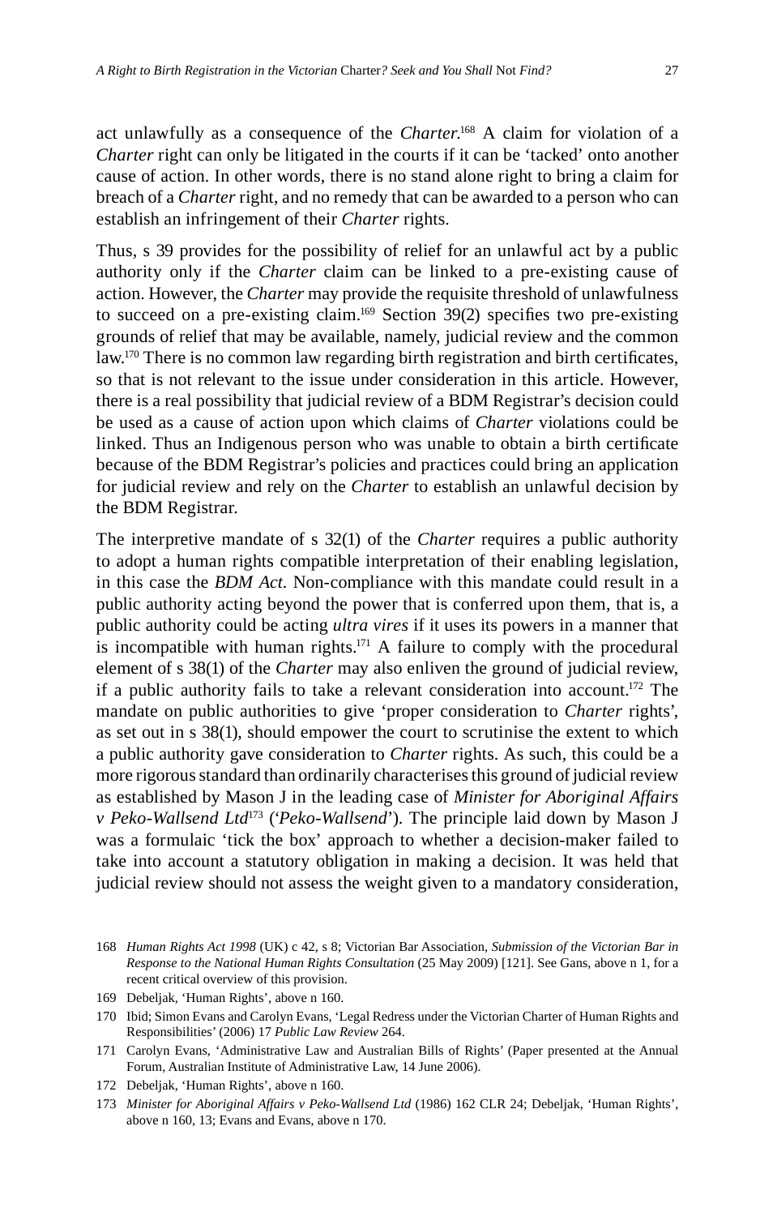act unlawfully as a consequence of the *Charter*.[168] A claim for violation of a *Charter* right can only be litigated in the courts if it can be 'tacked' onto another cause of action. In other words, there is no stand alone right to bring a claim for breach of a *Charter* right, and no remedy that can be awarded to a person who can establish an infringement of their *Charter* rights.

Thus, s 39 provides for the possibility of relief for an unlawful act by a public authority only if the *Charter* claim can be linked to a pre-existing cause of action. However, the *Charter* may provide the requisite threshold of unlawfulness to succeed on a pre-existing claim.[169] Section 39(2) specifies two pre-existing grounds of relief that may be available, namely, judicial review and the common law.[170] There is no common law regarding birth registration and birth certificates, so that is not relevant to the issue under consideration in this article. However, there is a real possibility that judicial review of a BDM Registrar's decision could be used as a cause of action upon which claims of *Charter* violations could be linked. Thus an Indigenous person who was unable to obtain a birth certificate because of the BDM Registrar's policies and practices could bring an application for judicial review and rely on the *Charter* to establish an unlawful decision by the BDM Registrar.

The interpretive mandate of s 32(1) of the *Charter* requires a public authority to adopt a human rights compatible interpretation of their enabling legislation, in this case the *BDM Act*. Non-compliance with this mandate could result in a public authority acting beyond the power that is conferred upon them, that is, a public authority could be acting *ultra vires* if it uses its powers in a manner that is incompatible with human rights.[171] A failure to comply with the procedural element of s 38(1) of the *Charter* may also enliven the ground of judicial review, if a public authority fails to take a relevant consideration into account.[172] The mandate on public authorities to give 'proper consideration to *Charter* rights', as set out in s 38(1), should empower the court to scrutinise the extent to which a public authority gave consideration to *Charter* rights. As such, this could be a more rigorous standard than ordinarily characterises this ground of judicial review as established by Mason J in the leading case of *Minister for Aboriginal Affairs v Peko-Wallsend Ltd*[173] ('*Peko-Wallsend*'). The principle laid down by Mason J was a formulaic 'tick the box' approach to whether a decision-maker failed to take into account a statutory obligation in making a decision. It was held that judicial review should not assess the weight given to a mandatory consideration,

168 *Human Rights Act 1998* (UK) c 42, s 8; Victorian Bar Association, *Submission of the Victorian Bar in Response to the National Human Rights Consultation* (25 May 2009) [121]. See Gans, above n 1, for a recent critical overview of this provision.

169 Debeljak, 'Human Rights', above n 160.

170 Ibid; Simon Evans and Carolyn Evans, 'Legal Redress under the Victorian Charter of Human Rights and Responsibilities' (2006) 17 *Public Law Review* 264.

171 Carolyn Evans, 'Administrative Law and Australian Bills of Rights' (Paper presented at the Annual Forum, Australian Institute of Administrative Law, 14 June 2006).

172 Debeljak, 'Human Rights', above n 160.

173 *Minister for Aboriginal Affairs v Peko-Wallsend Ltd* (1986) 162 CLR 24; Debeljak, 'Human Rights', above n 160, 13; Evans and Evans, above n 170.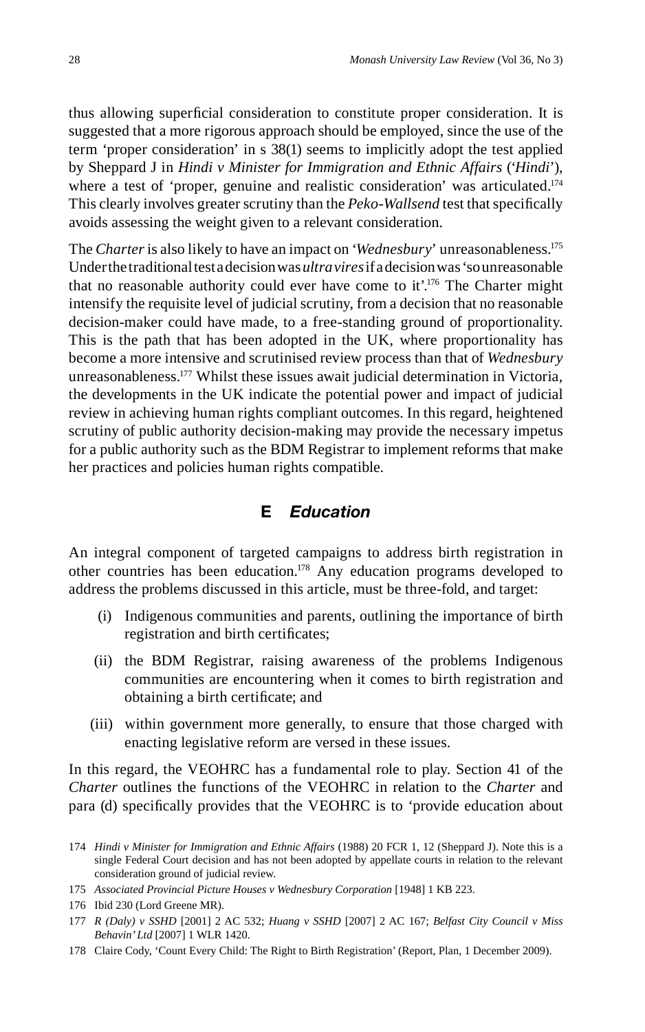thus allowing superficial consideration to constitute proper consideration. It is suggested that a more rigorous approach should be employed, since the use of the term 'proper consideration' in s 38(1) seems to implicitly adopt the test applied by Sheppard J in *Hindi v Minister for Immigration and Ethnic Affairs* ('*Hindi*'), where a test of 'proper, genuine and realistic consideration' was articulated.[174] This clearly involves greater scrutiny than the *Peko-Wallsend* test that specifically avoids assessing the weight given to a relevant consideration.

The *Charter* is also likely to have an impact on '*Wednesbury*' unreasonableness.[175] Under the traditional test a decision was *ultra vires* if a decision was 'so unreasonable that no reasonable authority could ever have come to it'.[176] The Charter might intensify the requisite level of judicial scrutiny, from a decision that no reasonable decision-maker could have made, to a free-standing ground of proportionality. This is the path that has been adopted in the UK, where proportionality has become a more intensive and scrutinised review process than that of *Wednesbury* unreasonableness.[177] Whilst these issues await judicial determination in Victoria, the developments in the UK indicate the potential power and impact of judicial review in achieving human rights compliant outcomes. In this regard, heightened scrutiny of public authority decision-making may provide the necessary impetus for a public authority such as the BDM Registrar to implement reforms that make her practices and policies human rights compatible.

## E *Education*

An integral component of targeted campaigns to address birth registration in other countries has been education.[178] Any education programs developed to address the problems discussed in this article, must be three-fold, and target:

(i) Indigenous communities and parents, outlining the importance of birth registration and birth certificates;

(ii) the BDM Registrar, raising awareness of the problems Indigenous communities are encountering when it comes to birth registration and obtaining a birth certificate; and

(iii) within government more generally, to ensure that those charged with enacting legislative reform are versed in these issues.

In this regard, the VEOHRC has a fundamental role to play. Section 41 of the *Charter* outlines the functions of the VEOHRC in relation to the *Charter* and para (d) specifically provides that the VEOHRC is to 'provide education about

174 *Hindi v Minister for Immigration and Ethnic Affairs* (1988) 20 FCR 1, 12 (Sheppard J). Note this is a single Federal Court decision and has not been adopted by appellate courts in relation to the relevant consideration ground of judicial review.

175 *Associated Provincial Picture Houses v Wednesbury Corporation* [1948] 1 KB 223.

176 Ibid 230 (Lord Greene MR).

177 *R (Daly) v SSHD* [2001] 2 AC 532; *Huang v SSHD* [2007] 2 AC 167; *Belfast City Council v Miss Behavin' Ltd* [2007] 1 WLR 1420.

178 Claire Cody, 'Count Every Child: The Right to Birth Registration' (Report, Plan, 1 December 2009).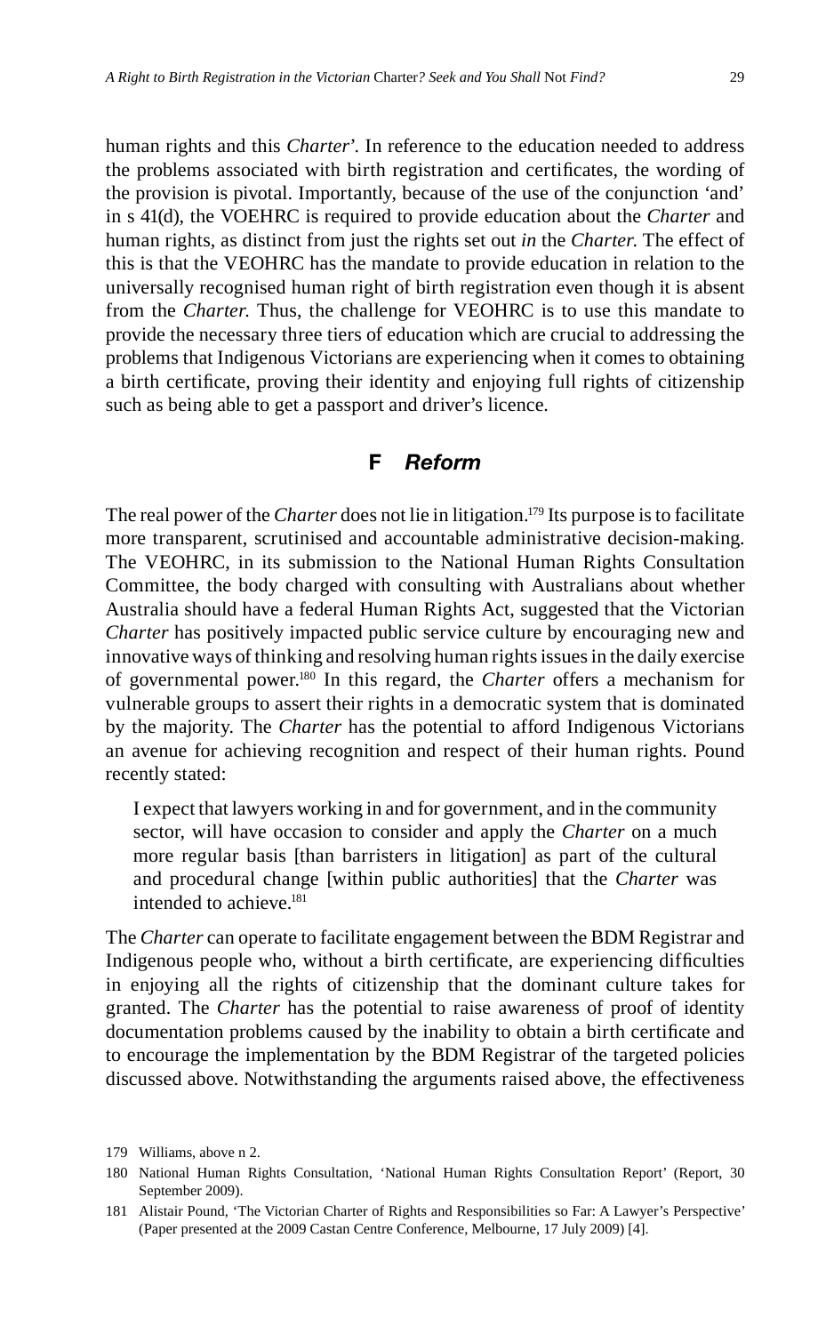human rights and this *Charter*'. In reference to the education needed to address the problems associated with birth registration and certificates, the wording of the provision is pivotal. Importantly, because of the use of the conjunction 'and' in s 41(d), the VOEHRC is required to provide education about the *Charter* and human rights, as distinct from just the rights set out *in* the *Charter.* The effect of this is that the VEOHRC has the mandate to provide education in relation to the universally recognised human right of birth registration even though it is absent from the *Charter.* Thus, the challenge for VEOHRC is to use this mandate to provide the necessary three tiers of education which are crucial to addressing the problems that Indigenous Victorians are experiencing when it comes to obtaining a birth certificate, proving their identity and enjoying full rights of citizenship such as being able to get a passport and driver's licence.

## F *Reform*

The real power of the *Charter* does not lie in litigation.[179] Its purpose is to facilitate more transparent, scrutinised and accountable administrative decision-making. The VEOHRC, in its submission to the National Human Rights Consultation Committee, the body charged with consulting with Australians about whether Australia should have a federal Human Rights Act, suggested that the Victorian *Charter* has positively impacted public service culture by encouraging new and innovative ways of thinking and resolving human rights issues in the daily exercise of governmental power.[180] In this regard, the *Charter* offers a mechanism for vulnerable groups to assert their rights in a democratic system that is dominated by the majority. The *Charter* has the potential to afford Indigenous Victorians an avenue for achieving recognition and respect of their human rights. Pound recently stated:

> I expect that lawyers working in and for government, and in the community sector, will have occasion to consider and apply the *Charter* on a much more regular basis [than barristers in litigation] as part of the cultural and procedural change [within public authorities] that the *Charter* was intended to achieve.[181]

The *Charter* can operate to facilitate engagement between the BDM Registrar and Indigenous people who, without a birth certificate, are experiencing difficulties in enjoying all the rights of citizenship that the dominant culture takes for granted. The *Charter* has the potential to raise awareness of proof of identity documentation problems caused by the inability to obtain a birth certificate and to encourage the implementation by the BDM Registrar of the targeted policies discussed above. Notwithstanding the arguments raised above, the effectiveness

179 Williams, above n 2.

180 National Human Rights Consultation, 'National Human Rights Consultation Report' (Report, 30 September 2009).

181 Alistair Pound, 'The Victorian Charter of Rights and Responsibilities so Far: A Lawyer's Perspective' (Paper presented at the 2009 Castan Centre Conference, Melbourne, 17 July 2009) [4].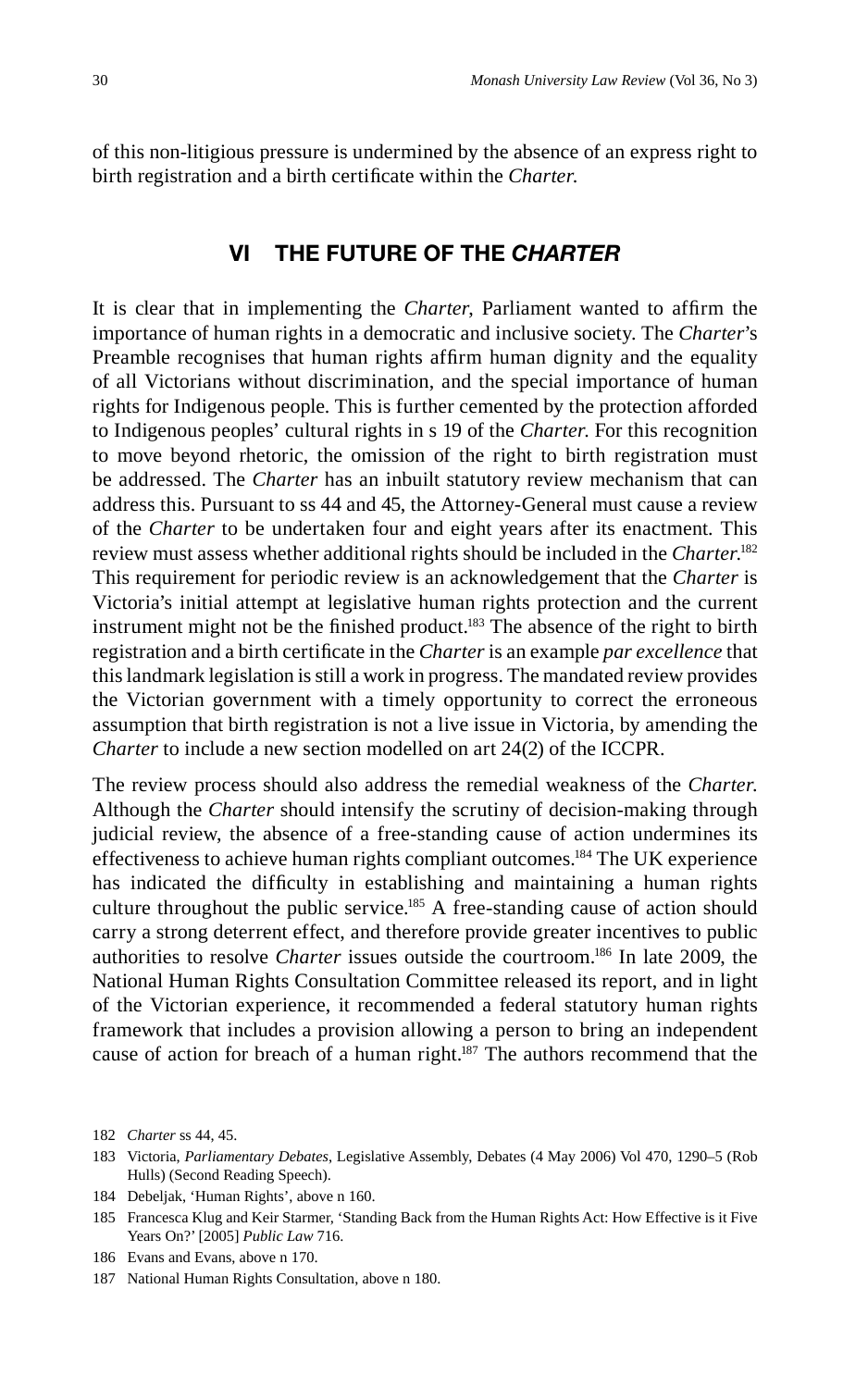of this non-litigious pressure is undermined by the absence of an express right to birth registration and a birth certificate within the *Charter*.

## VI THE FUTURE OF THE *CHARTER*

It is clear that in implementing the *Charter*, Parliament wanted to affirm the importance of human rights in a democratic and inclusive society. The *Charter*'s Preamble recognises that human rights affirm human dignity and the equality of all Victorians without discrimination, and the special importance of human rights for Indigenous people. This is further cemented by the protection afforded to Indigenous peoples' cultural rights in s 19 of the *Charter*. For this recognition to move beyond rhetoric, the omission of the right to birth registration must be addressed. The *Charter* has an inbuilt statutory review mechanism that can address this. Pursuant to ss 44 and 45, the Attorney-General must cause a review of the *Charter* to be undertaken four and eight years after its enactment. This review must assess whether additional rights should be included in the *Charter*.[182] This requirement for periodic review is an acknowledgement that the *Charter* is Victoria's initial attempt at legislative human rights protection and the current instrument might not be the finished product.[183] The absence of the right to birth registration and a birth certificate in the *Charter* is an example *par excellence* that this landmark legislation is still a work in progress. The mandated review provides the Victorian government with a timely opportunity to correct the erroneous assumption that birth registration is not a live issue in Victoria, by amending the *Charter* to include a new section modelled on art 24(2) of the ICCPR.

The review process should also address the remedial weakness of the *Charter*. Although the *Charter* should intensify the scrutiny of decision-making through judicial review, the absence of a free-standing cause of action undermines its effectiveness to achieve human rights compliant outcomes.[184] The UK experience has indicated the difficulty in establishing and maintaining a human rights culture throughout the public service.[185] A free-standing cause of action should carry a strong deterrent effect, and therefore provide greater incentives to public authorities to resolve *Charter* issues outside the courtroom.[186] In late 2009, the National Human Rights Consultation Committee released its report, and in light of the Victorian experience, it recommended a federal statutory human rights framework that includes a provision allowing a person to bring an independent cause of action for breach of a human right.[187] The authors recommend that the

182 *Charter* ss 44, 45.

183 Victoria, *Parliamentary Debates*, Legislative Assembly, Debates (4 May 2006) Vol 470, 1290–5 (Rob Hulls) (Second Reading Speech).

184 Debeljak, 'Human Rights', above n 160.

185 Francesca Klug and Keir Starmer, 'Standing Back from the Human Rights Act: How Effective is it Five Years On?' [2005] *Public Law* 716.

186 Evans and Evans, above n 170.

187 National Human Rights Consultation, above n 180.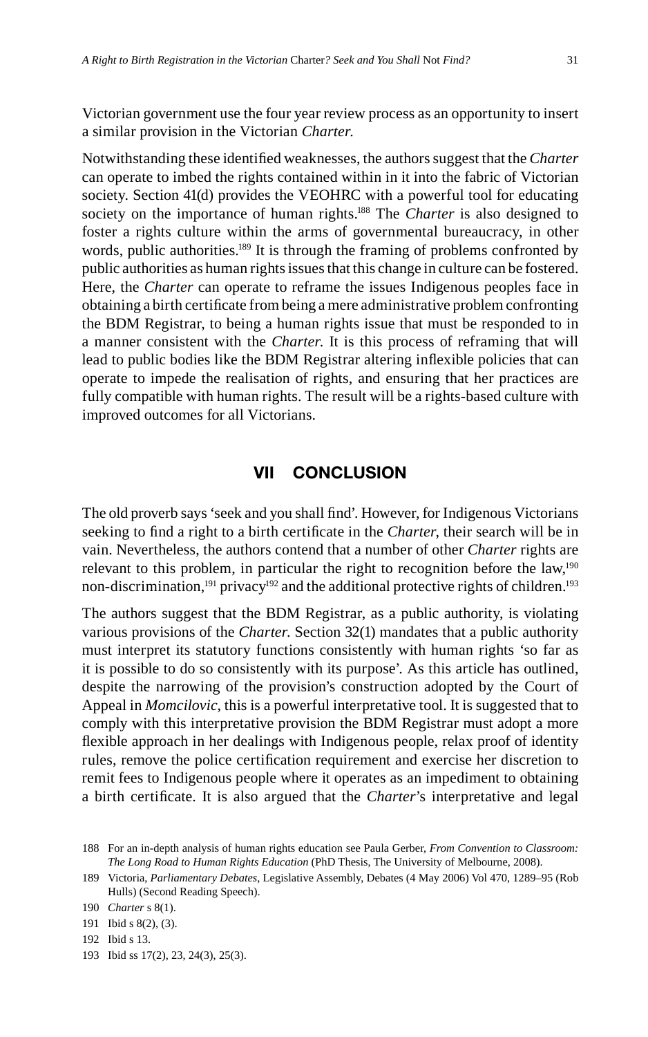Victorian government use the four year review process as an opportunity to insert a similar provision in the Victorian *Charter.*

Notwithstanding these identified weaknesses, the authors suggest that the *Charter* can operate to imbed the rights contained within in it into the fabric of Victorian society. Section 41(d) provides the VEOHRC with a powerful tool for educating society on the importance of human rights.[188] The *Charter* is also designed to foster a rights culture within the arms of governmental bureaucracy, in other words, public authorities.[189] It is through the framing of problems confronted by public authorities as human rights issues that this change in culture can be fostered. Here, the *Charter* can operate to reframe the issues Indigenous peoples face in obtaining a birth certificate from being a mere administrative problem confronting the BDM Registrar, to being a human rights issue that must be responded to in a manner consistent with the *Charter.* It is this process of reframing that will lead to public bodies like the BDM Registrar altering inflexible policies that can operate to impede the realisation of rights, and ensuring that her practices are fully compatible with human rights. The result will be a rights-based culture with improved outcomes for all Victorians.

## VII CONCLUSION

The old proverb says 'seek and you shall find'. However, for Indigenous Victorians seeking to find a right to a birth certificate in the *Charter*, their search will be in vain. Nevertheless, the authors contend that a number of other *Charter* rights are relevant to this problem, in particular the right to recognition before the law,[190] non-discrimination,[191] privacy[192] and the additional protective rights of children.[193]

The authors suggest that the BDM Registrar, as a public authority, is violating various provisions of the *Charter.* Section 32(1) mandates that a public authority must interpret its statutory functions consistently with human rights 'so far as it is possible to do so consistently with its purpose'. As this article has outlined, despite the narrowing of the provision's construction adopted by the Court of Appeal in *Momcilovic*, this is a powerful interpretative tool. It is suggested that to comply with this interpretative provision the BDM Registrar must adopt a more flexible approach in her dealings with Indigenous people, relax proof of identity rules, remove the police certification requirement and exercise her discretion to remit fees to Indigenous people where it operates as an impediment to obtaining a birth certificate. It is also argued that the *Charter*'s interpretative and legal

188 For an in-depth analysis of human rights education see Paula Gerber, *From Convention to Classroom: The Long Road to Human Rights Education* (PhD Thesis, The University of Melbourne, 2008).

189 Victoria, *Parliamentary Debates*, Legislative Assembly, Debates (4 May 2006) Vol 470, 1289–95 (Rob Hulls) (Second Reading Speech).

190 *Charter* s 8(1).

191 Ibid s 8(2), (3).

192 Ibid s 13.

193 Ibid ss 17(2), 23, 24(3), 25(3).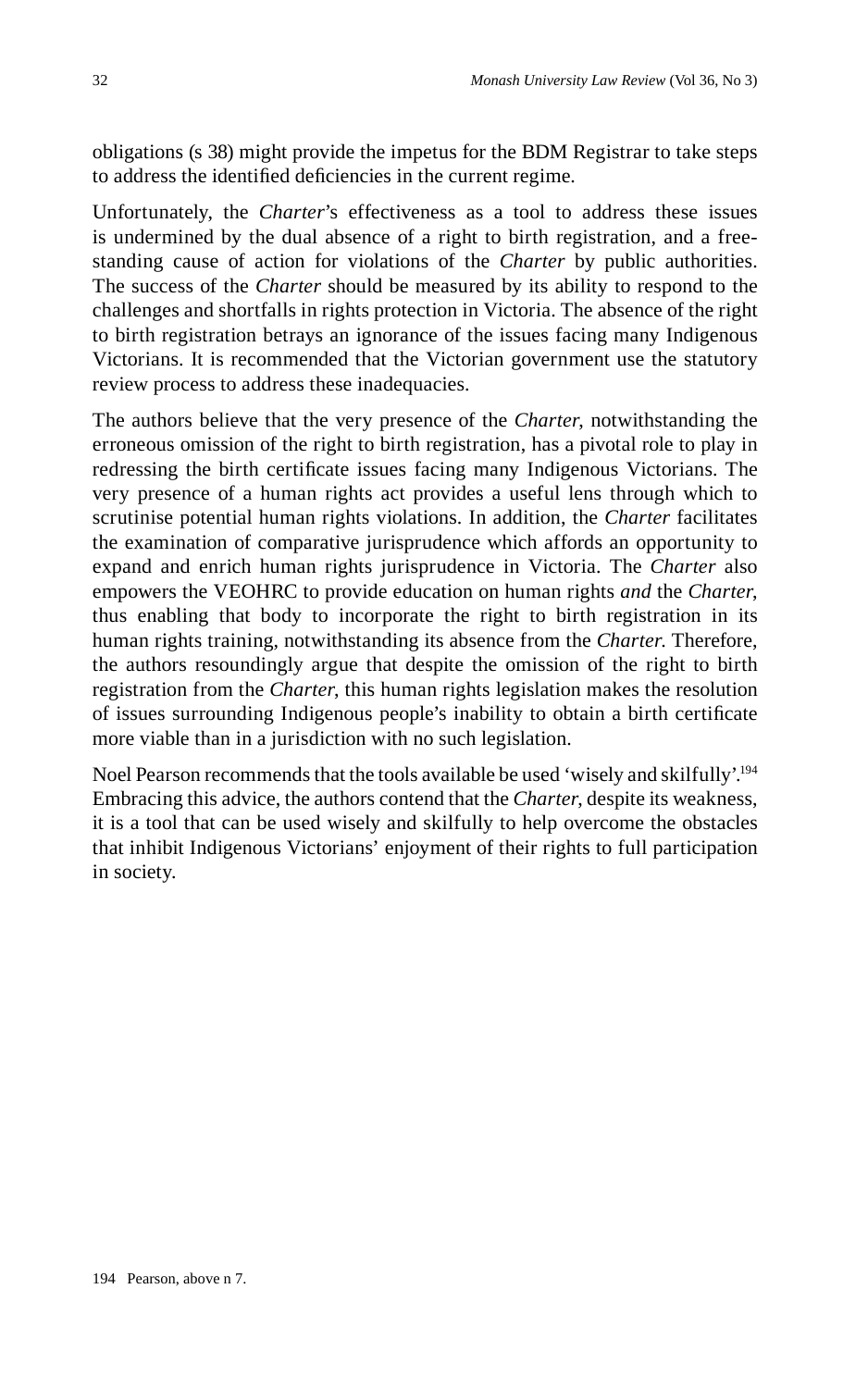obligations (s 38) might provide the impetus for the BDM Registrar to take steps to address the identified deficiencies in the current regime.

Unfortunately, the *Charter*'s effectiveness as a tool to address these issues is undermined by the dual absence of a right to birth registration, and a free-standing cause of action for violations of the *Charter* by public authorities. The success of the *Charter* should be measured by its ability to respond to the challenges and shortfalls in rights protection in Victoria. The absence of the right to birth registration betrays an ignorance of the issues facing many Indigenous Victorians. It is recommended that the Victorian government use the statutory review process to address these inadequacies.

The authors believe that the very presence of the *Charter*, notwithstanding the erroneous omission of the right to birth registration, has a pivotal role to play in redressing the birth certificate issues facing many Indigenous Victorians. The very presence of a human rights act provides a useful lens through which to scrutinise potential human rights violations. In addition, the *Charter* facilitates the examination of comparative jurisprudence which affords an opportunity to expand and enrich human rights jurisprudence in Victoria. The *Charter* also empowers the VEOHRC to provide education on human rights *and* the *Charter*, thus enabling that body to incorporate the right to birth registration in its human rights training, notwithstanding its absence from the *Charter*. Therefore, the authors resoundingly argue that despite the omission of the right to birth registration from the *Charter*, this human rights legislation makes the resolution of issues surrounding Indigenous people's inability to obtain a birth certificate more viable than in a jurisdiction with no such legislation.

Noel Pearson recommends that the tools available be used 'wisely and skilfully'.[194] Embracing this advice, the authors contend that the *Charter*, despite its weakness, it is a tool that can be used wisely and skilfully to help overcome the obstacles that inhibit Indigenous Victorians' enjoyment of their rights to full participation in society.

194 Pearson, above n 7.